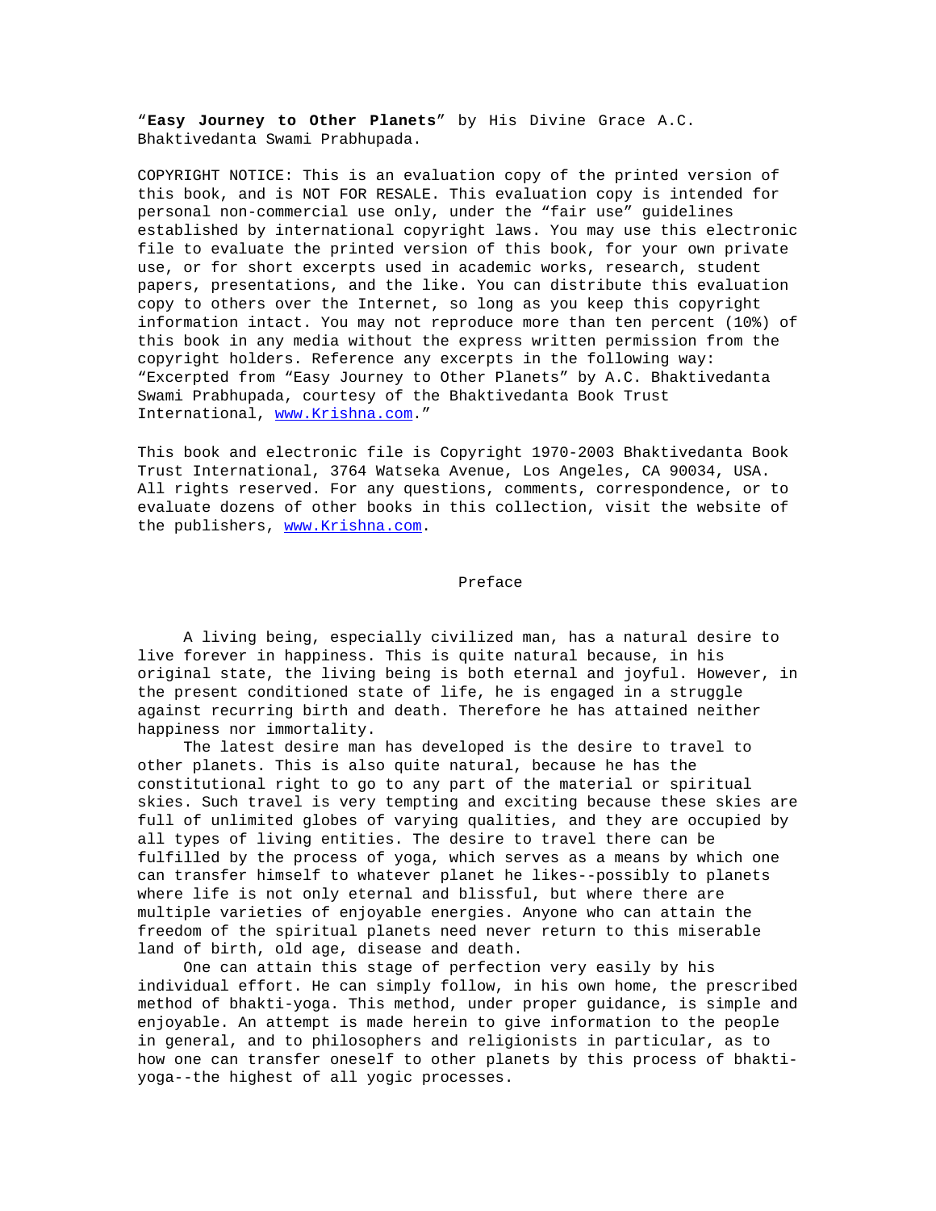“**Easy Journey to Other Planets**” by His Divine Grace A.C. Bhaktivedanta Swami Prabhupada.

COPYRIGHT NOTICE: This is an evaluation copy of the printed version of this book, and is NOT FOR RESALE. This evaluation copy is intended for personal non-commercial use only, under the “fair use” guidelines established by international copyright laws. You may use this electronic file to evaluate the printed version of this book, for your own private use, or for short excerpts used in academic works, research, student papers, presentations, and the like. You can distribute this evaluation copy to others over the Internet, so long as you keep this copyright information intact. You may not reproduce more than ten percent (10%) of this book in any media without the express written permission from the copyright holders. Reference any excerpts in the following way: “Excerpted from “Easy Journey to Other Planets” by A.C. Bhaktivedanta Swami Prabhupada, courtesy of the Bhaktivedanta Book Trust International, www.Krishna.com.”

This book and electronic file is Copyright 1970-2003 Bhaktivedanta Book Trust International, 3764 Watseka Avenue, Los Angeles, CA 90034, USA. All rights reserved. For any questions, comments, correspondence, or to evaluate dozens of other books in this collection, visit the website of the publishers, www.Krishna.com.

## Preface

A living being, especially civilized man, has a natural desire to live forever in happiness. This is quite natural because, in his original state, the living being is both eternal and joyful. However, in the present conditioned state of life, he is engaged in a struggle against recurring birth and death. Therefore he has attained neither happiness nor immortality.

The latest desire man has developed is the desire to travel to other planets. This is also quite natural, because he has the constitutional right to go to any part of the material or spiritual skies. Such travel is very tempting and exciting because these skies are full of unlimited globes of varying qualities, and they are occupied by all types of living entities. The desire to travel there can be fulfilled by the process of yoga, which serves as a means by which one can transfer himself to whatever planet he likes--possibly to planets where life is not only eternal and blissful, but where there are multiple varieties of enjoyable energies. Anyone who can attain the freedom of the spiritual planets need never return to this miserable land of birth, old age, disease and death.

One can attain this stage of perfection very easily by his individual effort. He can simply follow, in his own home, the prescribed method of bhakti-yoga. This method, under proper guidance, is simple and enjoyable. An attempt is made herein to give information to the people in general, and to philosophers and religionists in particular, as to how one can transfer oneself to other planets by this process of bhakti-yoga--the highest of all yogic processes.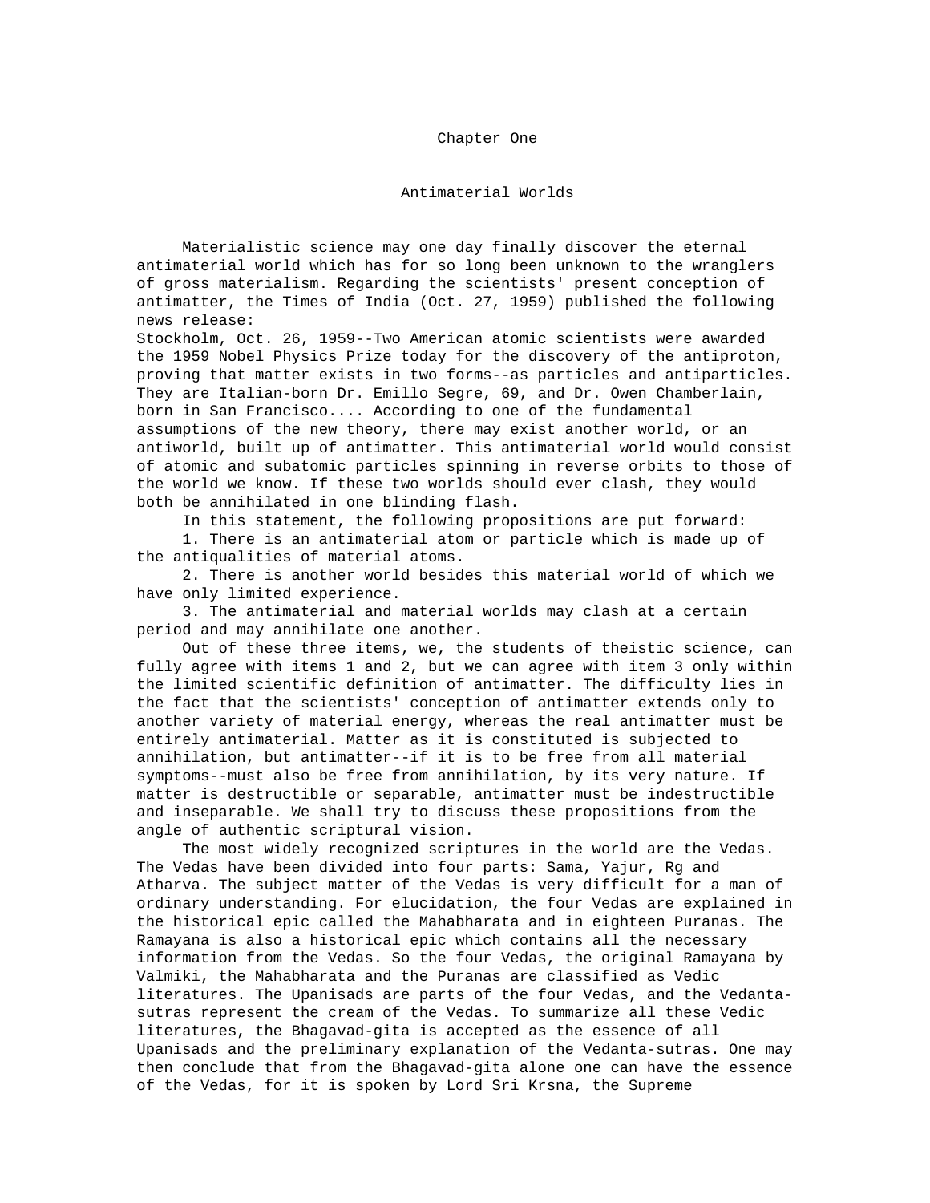# Chapter One

## Antimaterial Worlds

Materialistic science may one day finally discover the eternal antimaterial world which has for so long been unknown to the wranglers of gross materialism. Regarding the scientists' present conception of antimatter, the Times of India (Oct. 27, 1959) published the following news release:

Stockholm, Oct. 26, 1959--Two American atomic scientists were awarded the 1959 Nobel Physics Prize today for the discovery of the antiproton, proving that matter exists in two forms--as particles and antiparticles. They are Italian-born Dr. Emillo Segre, 69, and Dr. Owen Chamberlain, born in San Francisco.... According to one of the fundamental assumptions of the new theory, there may exist another world, or an antiworld, built up of antimatter. This antimaterial world would consist of atomic and subatomic particles spinning in reverse orbits to those of the world we know. If these two worlds should ever clash, they would both be annihilated in one blinding flash.

In this statement, the following propositions are put forward:

1. There is an antimaterial atom or particle which is made up of the antiqualities of material atoms.
2. There is another world besides this material world of which we have only limited experience.
3. The antimaterial and material worlds may clash at a certain period and may annihilate one another.

Out of these three items, we, the students of theistic science, can fully agree with items 1 and 2, but we can agree with item 3 only within the limited scientific definition of antimatter. The difficulty lies in the fact that the scientists' conception of antimatter extends only to another variety of material energy, whereas the real antimatter must be entirely antimaterial. Matter as it is constituted is subjected to annihilation, but antimatter--if it is to be free from all material symptoms--must also be free from annihilation, by its very nature. If matter is destructible or separable, antimatter must be indestructible and inseparable. We shall try to discuss these propositions from the angle of authentic scriptural vision.

The most widely recognized scriptures in the world are the Vedas. The Vedas have been divided into four parts: Sama, Yajur, Rg and Atharva. The subject matter of the Vedas is very difficult for a man of ordinary understanding. For elucidation, the four Vedas are explained in the historical epic called the Mahabharata and in eighteen Puranas. The Ramayana is also a historical epic which contains all the necessary information from the Vedas. So the four Vedas, the original Ramayana by Valmiki, the Mahabharata and the Puranas are classified as Vedic literatures. The Upanisads are parts of the four Vedas, and the Vedanta-sutras represent the cream of the Vedas. To summarize all these Vedic literatures, the Bhagavad-gita is accepted as the essence of all Upanisads and the preliminary explanation of the Vedanta-sutras. One may then conclude that from the Bhagavad-gita alone one can have the essence of the Vedas, for it is spoken by Lord Sri Krsna, the Supreme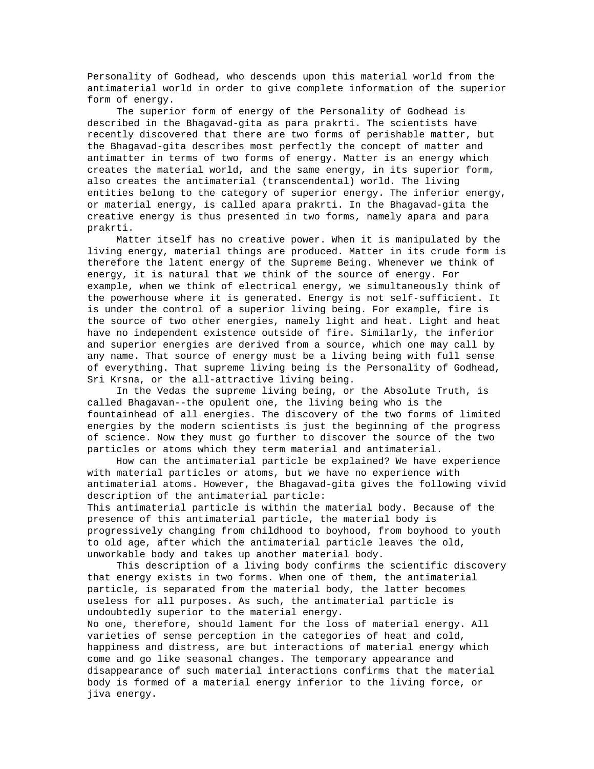Personality of Godhead, who descends upon this material world from the antimaterial world in order to give complete information of the superior form of energy.

The superior form of energy of the Personality of Godhead is described in the Bhagavad-gita as para prakrti. The scientists have recently discovered that there are two forms of perishable matter, but the Bhagavad-gita describes most perfectly the concept of matter and antimatter in terms of two forms of energy. Matter is an energy which creates the material world, and the same energy, in its superior form, also creates the antimaterial (transcendental) world. The living entities belong to the category of superior energy. The inferior energy, or material energy, is called apara prakrti. In the Bhagavad-gita the creative energy is thus presented in two forms, namely apara and para prakrti.

Matter itself has no creative power. When it is manipulated by the living energy, material things are produced. Matter in its crude form is therefore the latent energy of the Supreme Being. Whenever we think of energy, it is natural that we think of the source of energy. For example, when we think of electrical energy, we simultaneously think of the powerhouse where it is generated. Energy is not self-sufficient. It is under the control of a superior living being. For example, fire is the source of two other energies, namely light and heat. Light and heat have no independent existence outside of fire. Similarly, the inferior and superior energies are derived from a source, which one may call by any name. That source of energy must be a living being with full sense of everything. That supreme living being is the Personality of Godhead, Sri Krsna, or the all-attractive living being.

In the Vedas the supreme living being, or the Absolute Truth, is called Bhagavan--the opulent one, the living being who is the fountainhead of all energies. The discovery of the two forms of limited energies by the modern scientists is just the beginning of the progress of science. Now they must go further to discover the source of the two particles or atoms which they term material and antimaterial.

How can the antimaterial particle be explained? We have experience with material particles or atoms, but we have no experience with antimaterial atoms. However, the Bhagavad-gita gives the following vivid description of the antimaterial particle:

This antimaterial particle is within the material body. Because of the presence of this antimaterial particle, the material body is progressively changing from childhood to boyhood, from boyhood to youth to old age, after which the antimaterial particle leaves the old, unworkable body and takes up another material body.

This description of a living body confirms the scientific discovery that energy exists in two forms. When one of them, the antimaterial particle, is separated from the material body, the latter becomes useless for all purposes. As such, the antimaterial particle is undoubtedly superior to the material energy.

No one, therefore, should lament for the loss of material energy. All varieties of sense perception in the categories of heat and cold, happiness and distress, are but interactions of material energy which come and go like seasonal changes. The temporary appearance and disappearance of such material interactions confirms that the material body is formed of a material energy inferior to the living force, or jiva energy.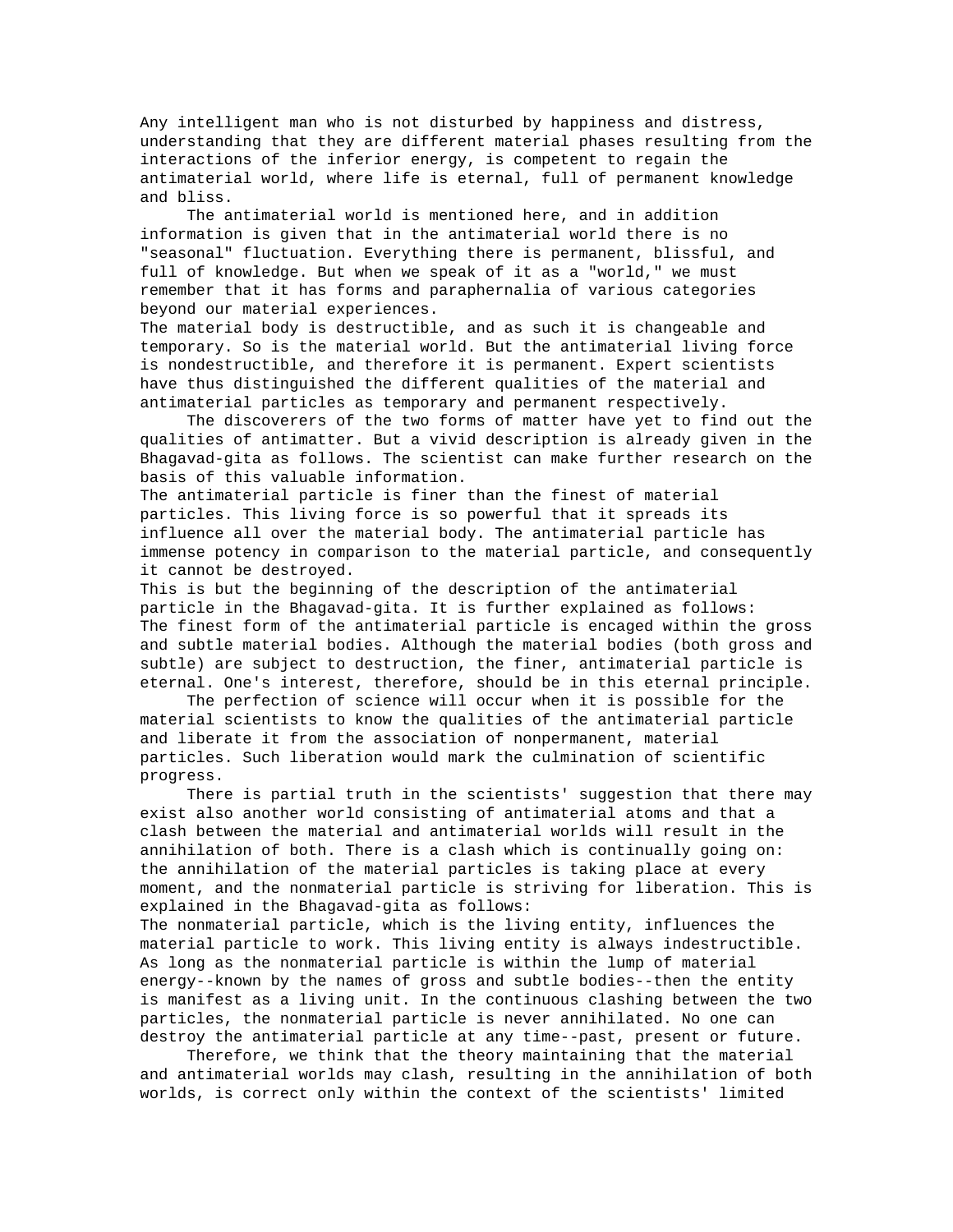Any intelligent man who is not disturbed by happiness and distress, understanding that they are different material phases resulting from the interactions of the inferior energy, is competent to regain the antimaterial world, where life is eternal, full of permanent knowledge and bliss.

The antimaterial world is mentioned here, and in addition information is given that in the antimaterial world there is no "seasonal" fluctuation. Everything there is permanent, blissful, and full of knowledge. But when we speak of it as a "world," we must remember that it has forms and paraphernalia of various categories beyond our material experiences.

The material body is destructible, and as such it is changeable and temporary. So is the material world. But the antimaterial living force is nondestructible, and therefore it is permanent. Expert scientists have thus distinguished the different qualities of the material and antimaterial particles as temporary and permanent respectively.

The discoverers of the two forms of matter have yet to find out the qualities of antimatter. But a vivid description is already given in the Bhagavad-gita as follows. The scientist can make further research on the basis of this valuable information.

The antimaterial particle is finer than the finest of material particles. This living force is so powerful that it spreads its influence all over the material body. The antimaterial particle has immense potency in comparison to the material particle, and consequently it cannot be destroyed.

This is but the beginning of the description of the antimaterial particle in the Bhagavad-gita. It is further explained as follows:

The finest form of the antimaterial particle is encaged within the gross and subtle material bodies. Although the material bodies (both gross and subtle) are subject to destruction, the finer, antimaterial particle is eternal. One's interest, therefore, should be in this eternal principle.

The perfection of science will occur when it is possible for the material scientists to know the qualities of the antimaterial particle and liberate it from the association of nonpermanent, material particles. Such liberation would mark the culmination of scientific progress.

There is partial truth in the scientists' suggestion that there may exist also another world consisting of antimaterial atoms and that a clash between the material and antimaterial worlds will result in the annihilation of both. There is a clash which is continually going on: the annihilation of the material particles is taking place at every moment, and the nonmaterial particle is striving for liberation. This is explained in the Bhagavad-gita as follows:

The nonmaterial particle, which is the living entity, influences the material particle to work. This living entity is always indestructible. As long as the nonmaterial particle is within the lump of material energy--known by the names of gross and subtle bodies--then the entity is manifest as a living unit. In the continuous clashing between the two particles, the nonmaterial particle is never annihilated. No one can destroy the antimaterial particle at any time--past, present or future.

Therefore, we think that the theory maintaining that the material and antimaterial worlds may clash, resulting in the annihilation of both worlds, is correct only within the context of the scientists' limited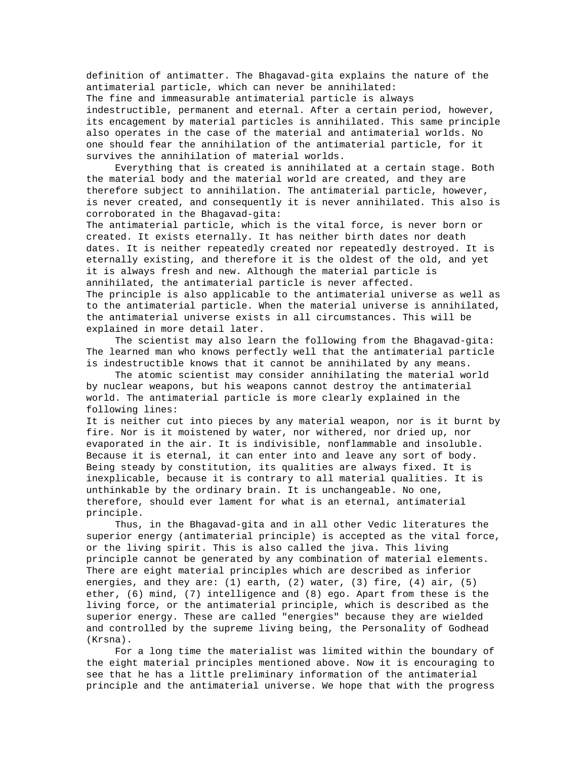definition of antimatter. The Bhagavad-gita explains the nature of the antimaterial particle, which can never be annihilated:

The fine and immeasurable antimaterial particle is always indestructible, permanent and eternal. After a certain period, however, its encagement by material particles is annihilated. This same principle also operates in the case of the material and antimaterial worlds. No one should fear the annihilation of the antimaterial particle, for it survives the annihilation of material worlds.

Everything that is created is annihilated at a certain stage. Both the material body and the material world are created, and they are therefore subject to annihilation. The antimaterial particle, however, is never created, and consequently it is never annihilated. This also is corroborated in the Bhagavad-gita:

The antimaterial particle, which is the vital force, is never born or created. It exists eternally. It has neither birth dates nor death dates. It is neither repeatedly created nor repeatedly destroyed. It is eternally existing, and therefore it is the oldest of the old, and yet it is always fresh and new. Although the material particle is annihilated, the antimaterial particle is never affected.

The principle is also applicable to the antimaterial universe as well as to the antimaterial particle. When the material universe is annihilated, the antimaterial universe exists in all circumstances. This will be explained in more detail later.

The scientist may also learn the following from the Bhagavad-gita: The learned man who knows perfectly well that the antimaterial particle is indestructible knows that it cannot be annihilated by any means.

The atomic scientist may consider annihilating the material world by nuclear weapons, but his weapons cannot destroy the antimaterial world. The antimaterial particle is more clearly explained in the following lines:

It is neither cut into pieces by any material weapon, nor is it burnt by fire. Nor is it moistened by water, nor withered, nor dried up, nor evaporated in the air. It is indivisible, nonflammable and insoluble. Because it is eternal, it can enter into and leave any sort of body. Being steady by constitution, its qualities are always fixed. It is inexplicable, because it is contrary to all material qualities. It is unthinkable by the ordinary brain. It is unchangeable. No one, therefore, should ever lament for what is an eternal, antimaterial principle.

Thus, in the Bhagavad-gita and in all other Vedic literatures the superior energy (antimaterial principle) is accepted as the vital force, or the living spirit. This is also called the jiva. This living principle cannot be generated by any combination of material elements. There are eight material principles which are described as inferior energies, and they are: (1) earth, (2) water, (3) fire, (4) air, (5) ether, (6) mind, (7) intelligence and (8) ego. Apart from these is the living force, or the antimaterial principle, which is described as the superior energy. These are called "energies" because they are wielded and controlled by the supreme living being, the Personality of Godhead (Krsna).

For a long time the materialist was limited within the boundary of the eight material principles mentioned above. Now it is encouraging to see that he has a little preliminary information of the antimaterial principle and the antimaterial universe. We hope that with the progress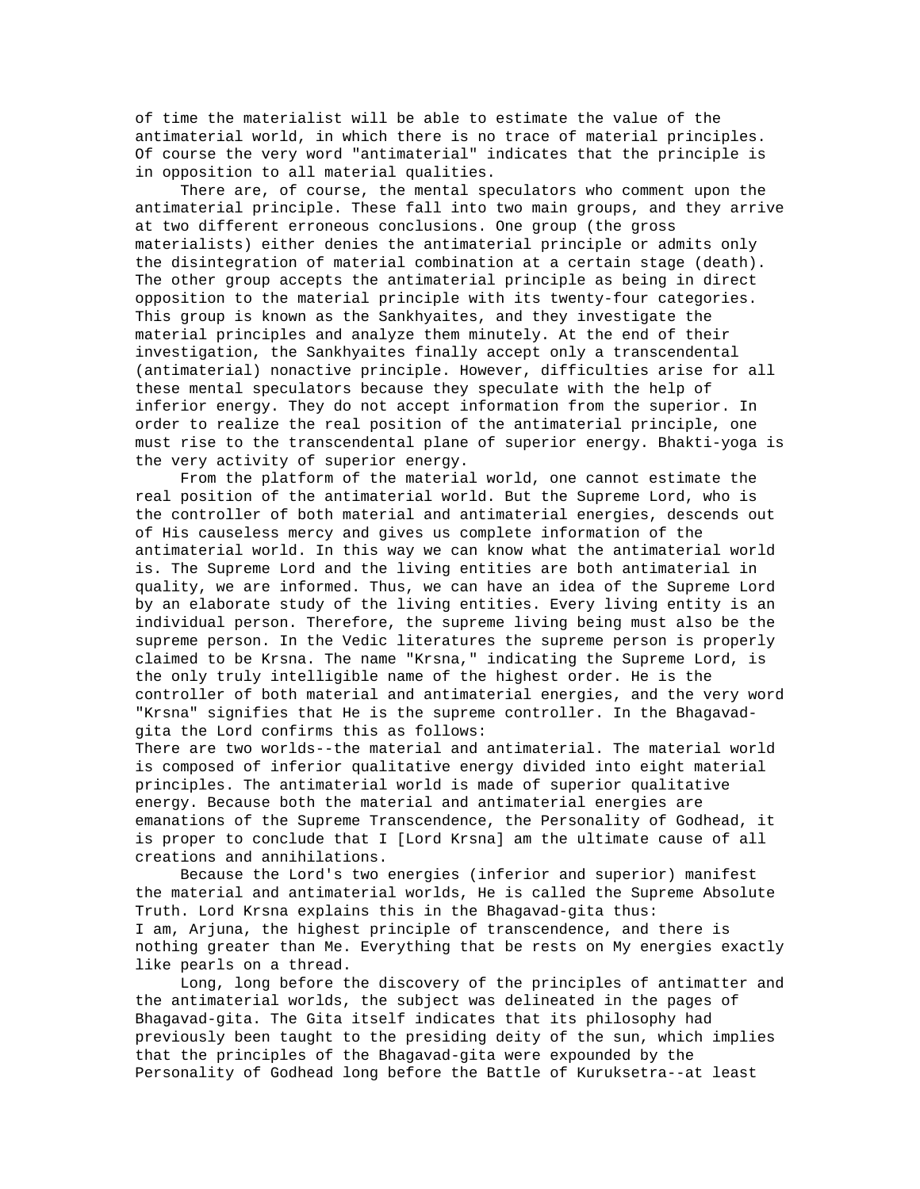of time the materialist will be able to estimate the value of the antimaterial world, in which there is no trace of material principles. Of course the very word "antimaterial" indicates that the principle is in opposition to all material qualities.

There are, of course, the mental speculators who comment upon the antimaterial principle. These fall into two main groups, and they arrive at two different erroneous conclusions. One group (the gross materialists) either denies the antimaterial principle or admits only the disintegration of material combination at a certain stage (death). The other group accepts the antimaterial principle as being in direct opposition to the material principle with its twenty-four categories. This group is known as the Sankhyaites, and they investigate the material principles and analyze them minutely. At the end of their investigation, the Sankhyaites finally accept only a transcendental (antimaterial) nonactive principle. However, difficulties arise for all these mental speculators because they speculate with the help of inferior energy. They do not accept information from the superior. In order to realize the real position of the antimaterial principle, one must rise to the transcendental plane of superior energy. Bhakti-yoga is the very activity of superior energy.

From the platform of the material world, one cannot estimate the real position of the antimaterial world. But the Supreme Lord, who is the controller of both material and antimaterial energies, descends out of His causeless mercy and gives us complete information of the antimaterial world. In this way we can know what the antimaterial world is. The Supreme Lord and the living entities are both antimaterial in quality, we are informed. Thus, we can have an idea of the Supreme Lord by an elaborate study of the living entities. Every living entity is an individual person. Therefore, the supreme living being must also be the supreme person. In the Vedic literatures the supreme person is properly claimed to be Krsna. The name "Krsna," indicating the Supreme Lord, is the only truly intelligible name of the highest order. He is the controller of both material and antimaterial energies, and the very word "Krsna" signifies that He is the supreme controller. In the Bhagavad-gita the Lord confirms this as follows:

There are two worlds--the material and antimaterial. The material world is composed of inferior qualitative energy divided into eight material principles. The antimaterial world is made of superior qualitative energy. Because both the material and antimaterial energies are emanations of the Supreme Transcendence, the Personality of Godhead, it is proper to conclude that I [Lord Krsna] am the ultimate cause of all creations and annihilations.

Because the Lord's two energies (inferior and superior) manifest the material and antimaterial worlds, He is called the Supreme Absolute Truth. Lord Krsna explains this in the Bhagavad-gita thus:

I am, Arjuna, the highest principle of transcendence, and there is nothing greater than Me. Everything that be rests on My energies exactly like pearls on a thread.

Long, long before the discovery of the principles of antimatter and the antimaterial worlds, the subject was delineated in the pages of Bhagavad-gita. The Gita itself indicates that its philosophy had previously been taught to the presiding deity of the sun, which implies that the principles of the Bhagavad-gita were expounded by the Personality of Godhead long before the Battle of Kuruksetra--at least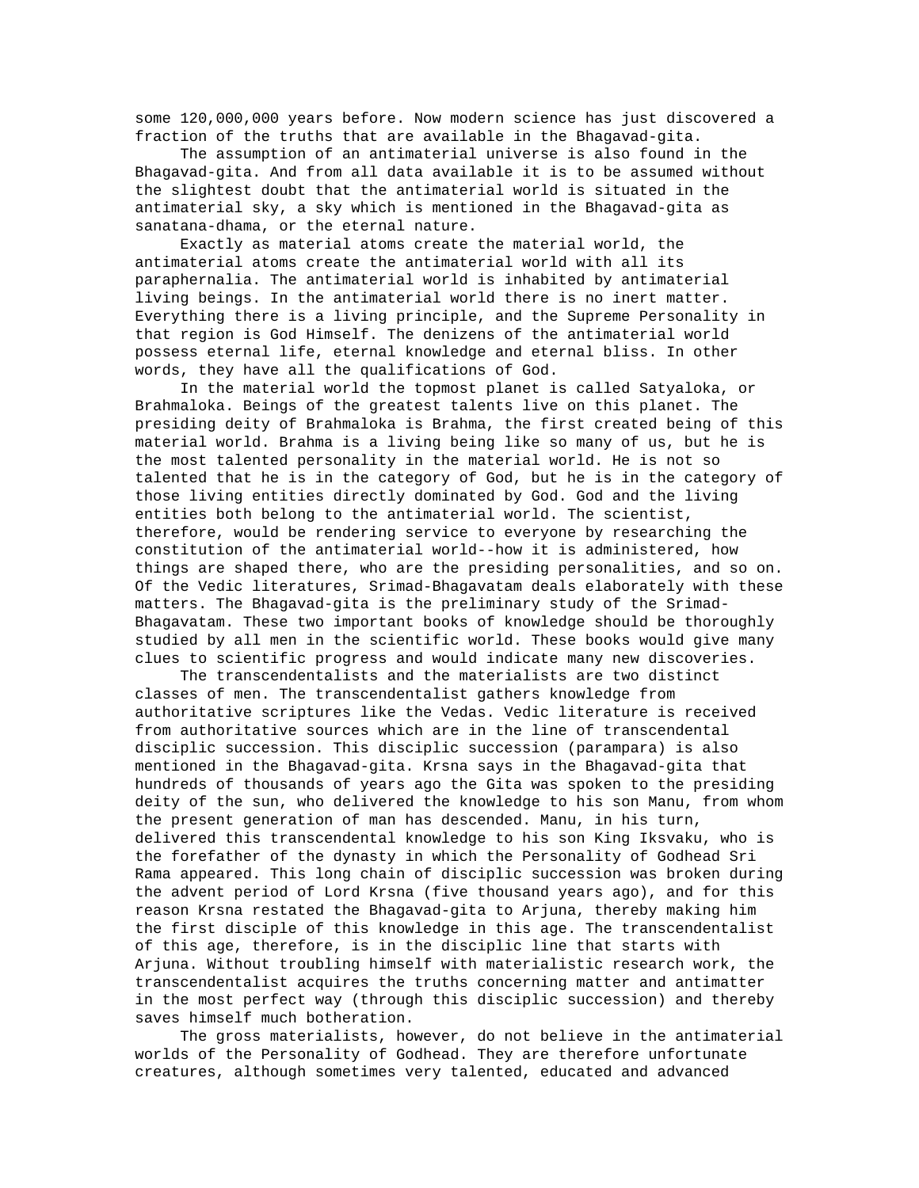some 120,000,000 years before. Now modern science has just discovered a fraction of the truths that are available in the Bhagavad-gita.

The assumption of an antimaterial universe is also found in the Bhagavad-gita. And from all data available it is to be assumed without the slightest doubt that the antimaterial world is situated in the antimaterial sky, a sky which is mentioned in the Bhagavad-gita as sanatana-dhama, or the eternal nature.

Exactly as material atoms create the material world, the antimaterial atoms create the antimaterial world with all its paraphernalia. The antimaterial world is inhabited by antimaterial living beings. In the antimaterial world there is no inert matter. Everything there is a living principle, and the Supreme Personality in that region is God Himself. The denizens of the antimaterial world possess eternal life, eternal knowledge and eternal bliss. In other words, they have all the qualifications of God.

In the material world the topmost planet is called Satyaloka, or Brahmaloka. Beings of the greatest talents live on this planet. The presiding deity of Brahmaloka is Brahma, the first created being of this material world. Brahma is a living being like so many of us, but he is the most talented personality in the material world. He is not so talented that he is in the category of God, but he is in the category of those living entities directly dominated by God. God and the living entities both belong to the antimaterial world. The scientist, therefore, would be rendering service to everyone by researching the constitution of the antimaterial world--how it is administered, how things are shaped there, who are the presiding personalities, and so on. Of the Vedic literatures, Srimad-Bhagavatam deals elaborately with these matters. The Bhagavad-gita is the preliminary study of the Srimad-Bhagavatam. These two important books of knowledge should be thoroughly studied by all men in the scientific world. These books would give many clues to scientific progress and would indicate many new discoveries.

The transcendentalists and the materialists are two distinct classes of men. The transcendentalist gathers knowledge from authoritative scriptures like the Vedas. Vedic literature is received from authoritative sources which are in the line of transcendental disciplic succession. This disciplic succession (parampara) is also mentioned in the Bhagavad-gita. Krsna says in the Bhagavad-gita that hundreds of thousands of years ago the Gita was spoken to the presiding deity of the sun, who delivered the knowledge to his son Manu, from whom the present generation of man has descended. Manu, in his turn, delivered this transcendental knowledge to his son King Iksvaku, who is the forefather of the dynasty in which the Personality of Godhead Sri Rama appeared. This long chain of disciplic succession was broken during the advent period of Lord Krsna (five thousand years ago), and for this reason Krsna restated the Bhagavad-gita to Arjuna, thereby making him the first disciple of this knowledge in this age. The transcendentalist of this age, therefore, is in the disciplic line that starts with Arjuna. Without troubling himself with materialistic research work, the transcendentalist acquires the truths concerning matter and antimatter in the most perfect way (through this disciplic succession) and thereby saves himself much botheration.

The gross materialists, however, do not believe in the antimaterial worlds of the Personality of Godhead. They are therefore unfortunate creatures, although sometimes very talented, educated and advanced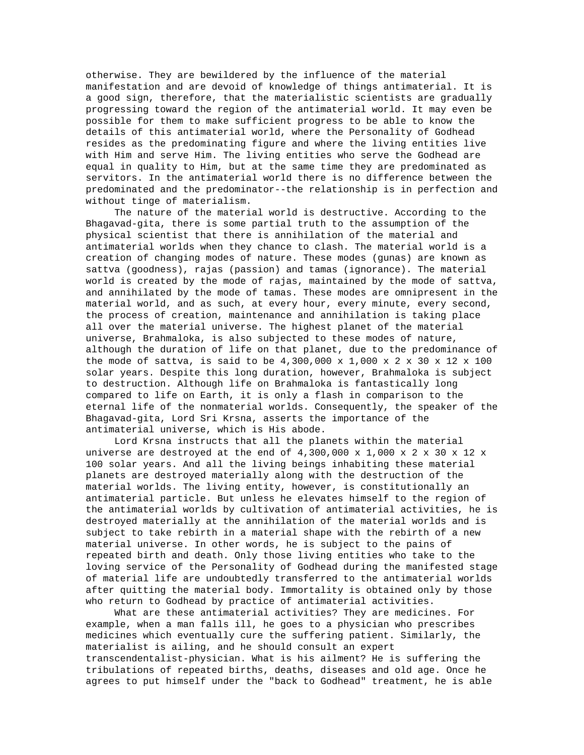otherwise. They are bewildered by the influence of the material manifestation and are devoid of knowledge of things antimaterial. It is a good sign, therefore, that the materialistic scientists are gradually progressing toward the region of the antimaterial world. It may even be possible for them to make sufficient progress to be able to know the details of this antimaterial world, where the Personality of Godhead resides as the predominating figure and where the living entities live with Him and serve Him. The living entities who serve the Godhead are equal in quality to Him, but at the same time they are predominated as servitors. In the antimaterial world there is no difference between the predominated and the predominator--the relationship is in perfection and without tinge of materialism.

The nature of the material world is destructive. According to the Bhagavad-gita, there is some partial truth to the assumption of the physical scientist that there is annihilation of the material and antimaterial worlds when they chance to clash. The material world is a creation of changing modes of nature. These modes (gunas) are known as sattva (goodness), rajas (passion) and tamas (ignorance). The material world is created by the mode of rajas, maintained by the mode of sattva, and annihilated by the mode of tamas. These modes are omnipresent in the material world, and as such, at every hour, every minute, every second, the process of creation, maintenance and annihilation is taking place all over the material universe. The highest planet of the material universe, Brahmaloka, is also subjected to these modes of nature, although the duration of life on that planet, due to the predominance of the mode of sattva, is said to be 4,300,000 x 1,000 x 2 x 30 x 12 x 100 solar years. Despite this long duration, however, Brahmaloka is subject to destruction. Although life on Brahmaloka is fantastically long compared to life on Earth, it is only a flash in comparison to the eternal life of the nonmaterial worlds. Consequently, the speaker of the Bhagavad-gita, Lord Sri Krsna, asserts the importance of the antimaterial universe, which is His abode.

Lord Krsna instructs that all the planets within the material universe are destroyed at the end of 4,300,000 x 1,000 x 2 x 30 x 12 x 100 solar years. And all the living beings inhabiting these material planets are destroyed materially along with the destruction of the material worlds. The living entity, however, is constitutionally an antimaterial particle. But unless he elevates himself to the region of the antimaterial worlds by cultivation of antimaterial activities, he is destroyed materially at the annihilation of the material worlds and is subject to take rebirth in a material shape with the rebirth of a new material universe. In other words, he is subject to the pains of repeated birth and death. Only those living entities who take to the loving service of the Personality of Godhead during the manifested stage of material life are undoubtedly transferred to the antimaterial worlds after quitting the material body. Immortality is obtained only by those who return to Godhead by practice of antimaterial activities.

What are these antimaterial activities? They are medicines. For example, when a man falls ill, he goes to a physician who prescribes medicines which eventually cure the suffering patient. Similarly, the materialist is ailing, and he should consult an expert transcendentalist-physician. What is his ailment? He is suffering the tribulations of repeated births, deaths, diseases and old age. Once he agrees to put himself under the "back to Godhead" treatment, he is able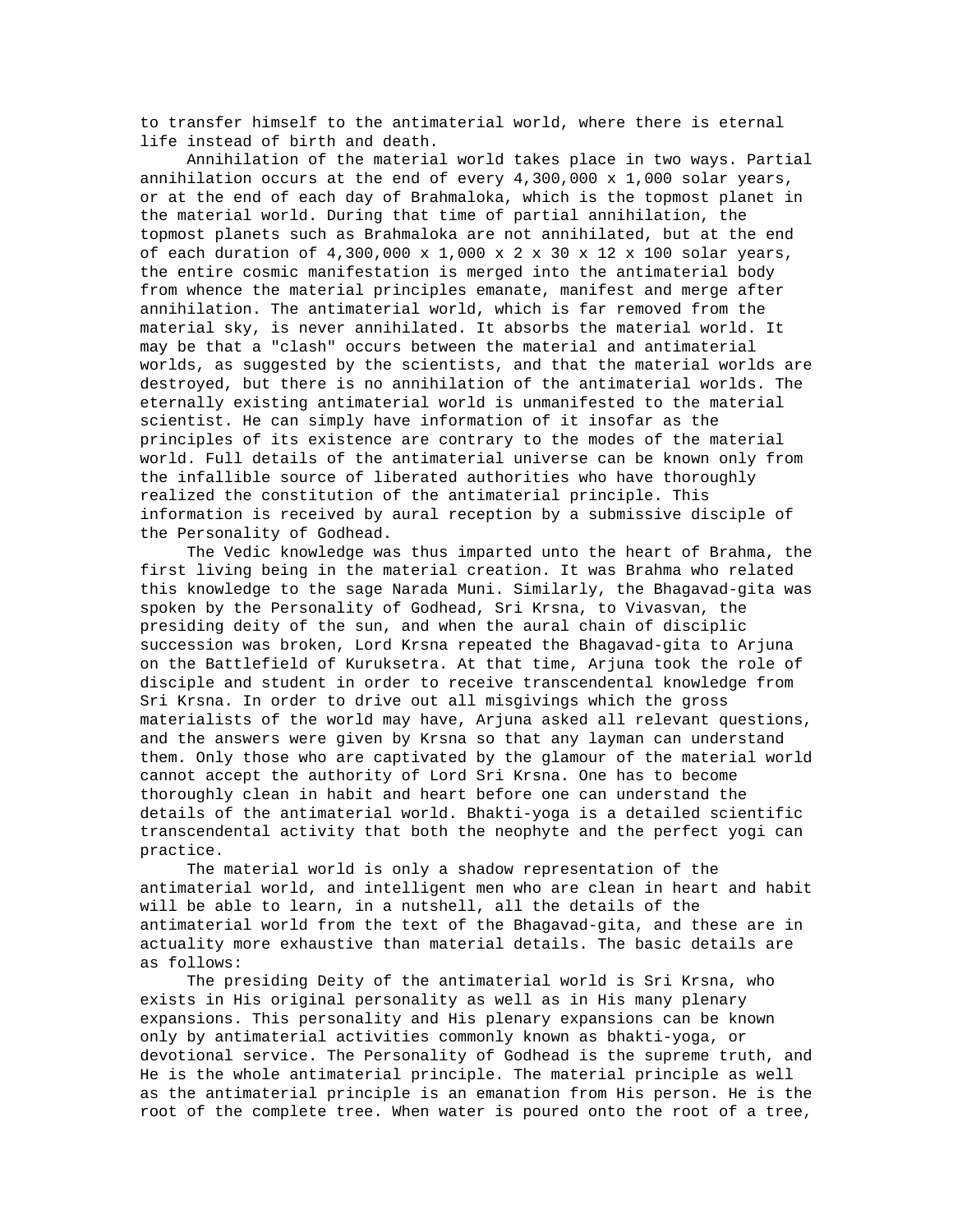to transfer himself to the antimaterial world, where there is eternal life instead of birth and death.

Annihilation of the material world takes place in two ways. Partial annihilation occurs at the end of every 4,300,000 x 1,000 solar years, or at the end of each day of Brahmaloka, which is the topmost planet in the material world. During that time of partial annihilation, the topmost planets such as Brahmaloka are not annihilated, but at the end of each duration of 4,300,000 x 1,000 x 2 x 30 x 12 x 100 solar years, the entire cosmic manifestation is merged into the antimaterial body from whence the material principles emanate, manifest and merge after annihilation. The antimaterial world, which is far removed from the material sky, is never annihilated. It absorbs the material world. It may be that a "clash" occurs between the material and antimaterial worlds, as suggested by the scientists, and that the material worlds are destroyed, but there is no annihilation of the antimaterial worlds. The eternally existing antimaterial world is unmanifested to the material scientist. He can simply have information of it insofar as the principles of its existence are contrary to the modes of the material world. Full details of the antimaterial universe can be known only from the infallible source of liberated authorities who have thoroughly realized the constitution of the antimaterial principle. This information is received by aural reception by a submissive disciple of the Personality of Godhead.

The Vedic knowledge was thus imparted unto the heart of Brahma, the first living being in the material creation. It was Brahma who related this knowledge to the sage Narada Muni. Similarly, the Bhagavad-gita was spoken by the Personality of Godhead, Sri Krsna, to Vivasvan, the presiding deity of the sun, and when the aural chain of disciplic succession was broken, Lord Krsna repeated the Bhagavad-gita to Arjuna on the Battlefield of Kuruksetra. At that time, Arjuna took the role of disciple and student in order to receive transcendental knowledge from Sri Krsna. In order to drive out all misgivings which the gross materialists of the world may have, Arjuna asked all relevant questions, and the answers were given by Krsna so that any layman can understand them. Only those who are captivated by the glamour of the material world cannot accept the authority of Lord Sri Krsna. One has to become thoroughly clean in habit and heart before one can understand the details of the antimaterial world. Bhakti-yoga is a detailed scientific transcendental activity that both the neophyte and the perfect yogi can practice.

The material world is only a shadow representation of the antimaterial world, and intelligent men who are clean in heart and habit will be able to learn, in a nutshell, all the details of the antimaterial world from the text of the Bhagavad-gita, and these are in actuality more exhaustive than material details. The basic details are as follows:

The presiding Deity of the antimaterial world is Sri Krsna, who exists in His original personality as well as in His many plenary expansions. This personality and His plenary expansions can be known only by antimaterial activities commonly known as bhakti-yoga, or devotional service. The Personality of Godhead is the supreme truth, and He is the whole antimaterial principle. The material principle as well as the antimaterial principle is an emanation from His person. He is the root of the complete tree. When water is poured onto the root of a tree,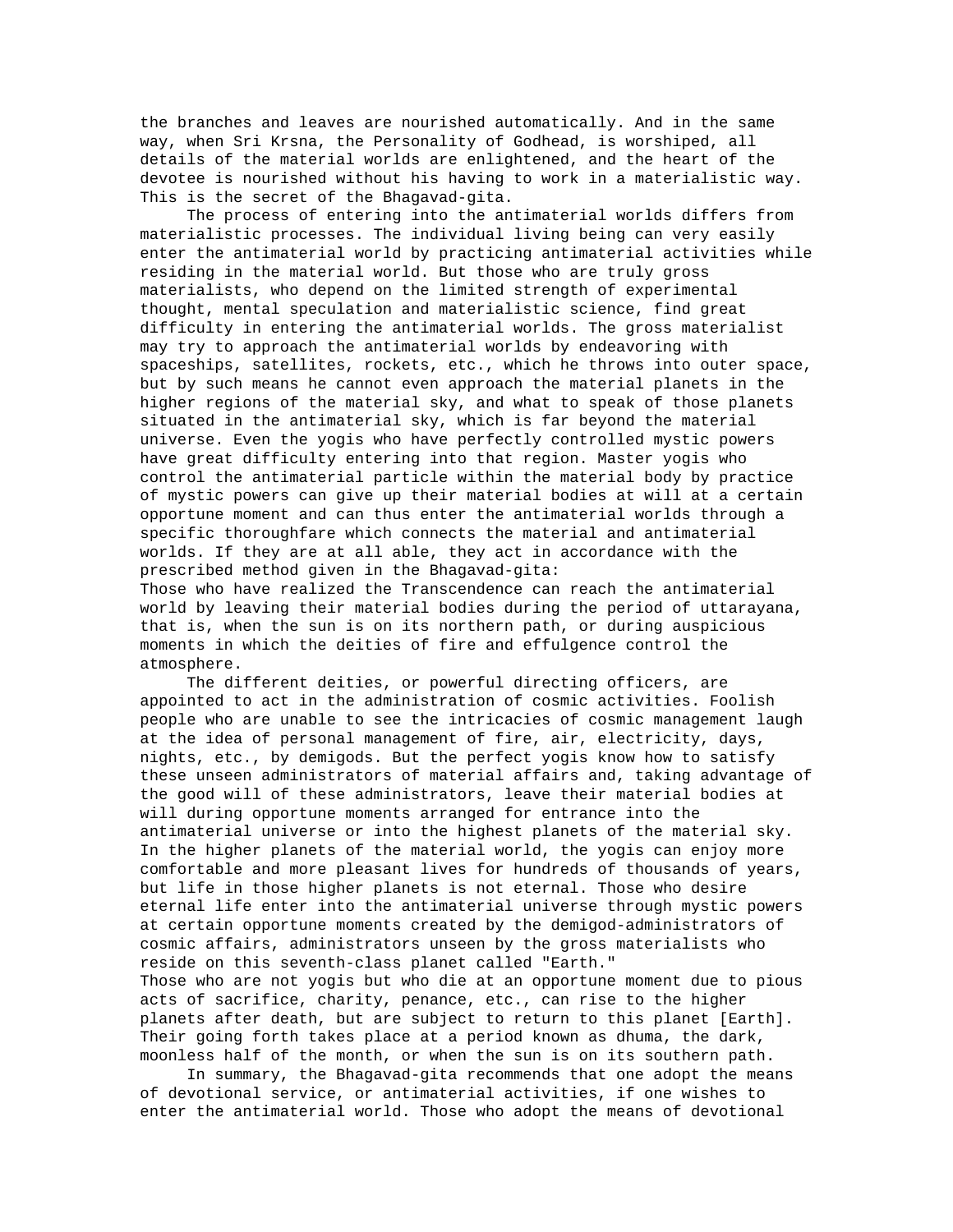the branches and leaves are nourished automatically. And in the same way, when Sri Krsna, the Personality of Godhead, is worshiped, all details of the material worlds are enlightened, and the heart of the devotee is nourished without his having to work in a materialistic way. This is the secret of the Bhagavad-gita.

The process of entering into the antimaterial worlds differs from materialistic processes. The individual living being can very easily enter the antimaterial world by practicing antimaterial activities while residing in the material world. But those who are truly gross materialists, who depend on the limited strength of experimental thought, mental speculation and materialistic science, find great difficulty in entering the antimaterial worlds. The gross materialist may try to approach the antimaterial worlds by endeavoring with spaceships, satellites, rockets, etc., which he throws into outer space, but by such means he cannot even approach the material planets in the higher regions of the material sky, and what to speak of those planets situated in the antimaterial sky, which is far beyond the material universe. Even the yogis who have perfectly controlled mystic powers have great difficulty entering into that region. Master yogis who control the antimaterial particle within the material body by practice of mystic powers can give up their material bodies at will at a certain opportune moment and can thus enter the antimaterial worlds through a specific thoroughfare which connects the material and antimaterial worlds. If they are at all able, they act in accordance with the prescribed method given in the Bhagavad-gita:

Those who have realized the Transcendence can reach the antimaterial world by leaving their material bodies during the period of uttarayana, that is, when the sun is on its northern path, or during auspicious moments in which the deities of fire and effulgence control the atmosphere.

The different deities, or powerful directing officers, are appointed to act in the administration of cosmic activities. Foolish people who are unable to see the intricacies of cosmic management laugh at the idea of personal management of fire, air, electricity, days, nights, etc., by demigods. But the perfect yogis know how to satisfy these unseen administrators of material affairs and, taking advantage of the good will of these administrators, leave their material bodies at will during opportune moments arranged for entrance into the antimaterial universe or into the highest planets of the material sky. In the higher planets of the material world, the yogis can enjoy more comfortable and more pleasant lives for hundreds of thousands of years, but life in those higher planets is not eternal. Those who desire eternal life enter into the antimaterial universe through mystic powers at certain opportune moments created by the demigod-administrators of cosmic affairs, administrators unseen by the gross materialists who reside on this seventh-class planet called "Earth."

Those who are not yogis but who die at an opportune moment due to pious acts of sacrifice, charity, penance, etc., can rise to the higher planets after death, but are subject to return to this planet [Earth]. Their going forth takes place at a period known as dhuma, the dark, moonless half of the month, or when the sun is on its southern path.

In summary, the Bhagavad-gita recommends that one adopt the means of devotional service, or antimaterial activities, if one wishes to enter the antimaterial world. Those who adopt the means of devotional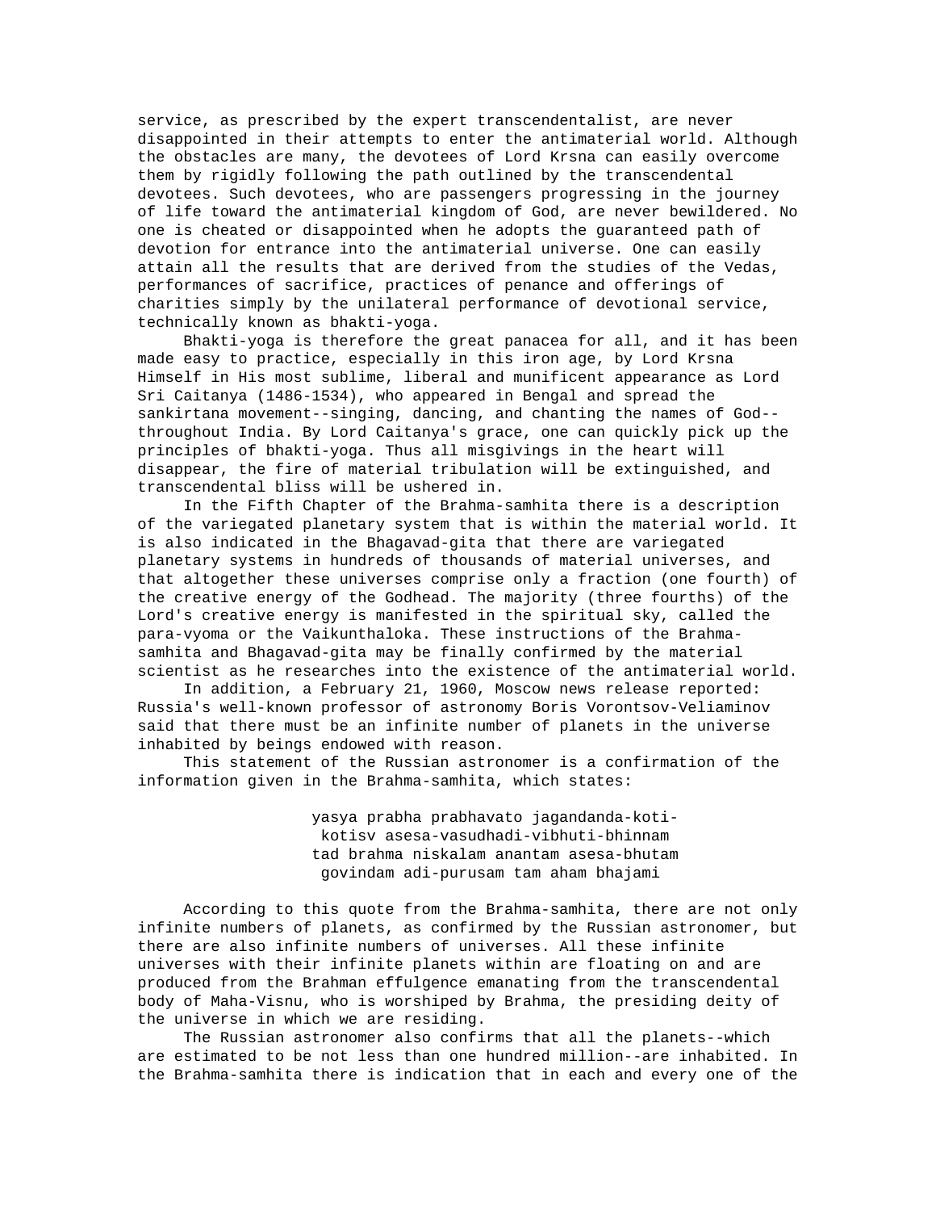service, as prescribed by the expert transcendentalist, are never disappointed in their attempts to enter the antimaterial world. Although the obstacles are many, the devotees of Lord Krsna can easily overcome them by rigidly following the path outlined by the transcendental devotees. Such devotees, who are passengers progressing in the journey of life toward the antimaterial kingdom of God, are never bewildered. No one is cheated or disappointed when he adopts the guaranteed path of devotion for entrance into the antimaterial universe. One can easily attain all the results that are derived from the studies of the Vedas, performances of sacrifice, practices of penance and offerings of charities simply by the unilateral performance of devotional service, technically known as bhakti-yoga.

Bhakti-yoga is therefore the great panacea for all, and it has been made easy to practice, especially in this iron age, by Lord Krsna Himself in His most sublime, liberal and munificent appearance as Lord Sri Caitanya (1486-1534), who appeared in Bengal and spread the sankirtana movement--singing, dancing, and chanting the names of God--throughout India. By Lord Caitanya's grace, one can quickly pick up the principles of bhakti-yoga. Thus all misgivings in the heart will disappear, the fire of material tribulation will be extinguished, and transcendental bliss will be ushered in.

In the Fifth Chapter of the Brahma-samhita there is a description of the variegated planetary system that is within the material world. It is also indicated in the Bhagavad-gita that there are variegated planetary systems in hundreds of thousands of material universes, and that altogether these universes comprise only a fraction (one fourth) of the creative energy of the Godhead. The majority (three fourths) of the Lord's creative energy is manifested in the spiritual sky, called the para-vyoma or the Vaikunthaloka. These instructions of the Brahma-samhita and Bhagavad-gita may be finally confirmed by the material scientist as he researches into the existence of the antimaterial world.

In addition, a February 21, 1960, Moscow news release reported: Russia's well-known professor of astronomy Boris Vorontsov-Veliaminov said that there must be an infinite number of planets in the universe inhabited by beings endowed with reason.

This statement of the Russian astronomer is a confirmation of the information given in the Brahma-samhita, which states:

> yasya prabha prabhavato jagandanda-koti-
> kotisv asesa-vasudhadi-vibhuti-bhinnam
> tad brahma niskalam anantam asesa-bhutam
> govindam adi-purusam tam aham bhajami

According to this quote from the Brahma-samhita, there are not only infinite numbers of planets, as confirmed by the Russian astronomer, but there are also infinite numbers of universes. All these infinite universes with their infinite planets within are floating on and are produced from the Brahman effulgence emanating from the transcendental body of Maha-Visnu, who is worshiped by Brahma, the presiding deity of the universe in which we are residing.

The Russian astronomer also confirms that all the planets--which are estimated to be not less than one hundred million--are inhabited. In the Brahma-samhita there is indication that in each and every one of the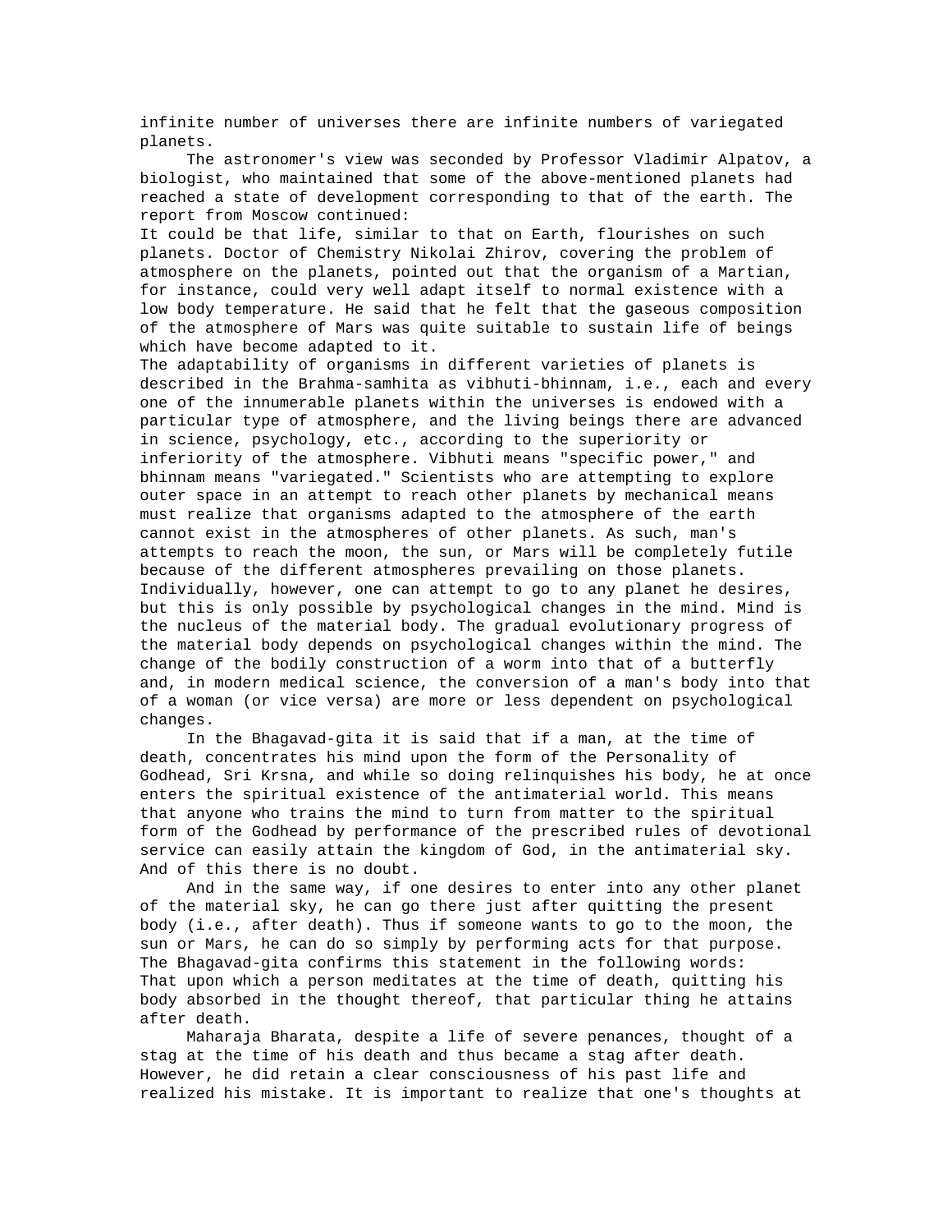infinite number of universes there are infinite numbers of variegated planets.

The astronomer's view was seconded by Professor Vladimir Alpatov, a biologist, who maintained that some of the above-mentioned planets had reached a state of development corresponding to that of the earth. The report from Moscow continued:

It could be that life, similar to that on Earth, flourishes on such planets. Doctor of Chemistry Nikolai Zhirov, covering the problem of atmosphere on the planets, pointed out that the organism of a Martian, for instance, could very well adapt itself to normal existence with a low body temperature. He said that he felt that the gaseous composition of the atmosphere of Mars was quite suitable to sustain life of beings which have become adapted to it.

The adaptability of organisms in different varieties of planets is described in the Brahma-samhita as vibhuti-bhinnam, i.e., each and every one of the innumerable planets within the universes is endowed with a particular type of atmosphere, and the living beings there are advanced in science, psychology, etc., according to the superiority or inferiority of the atmosphere. Vibhuti means "specific power," and bhinnam means "variegated." Scientists who are attempting to explore outer space in an attempt to reach other planets by mechanical means must realize that organisms adapted to the atmosphere of the earth cannot exist in the atmospheres of other planets. As such, man's attempts to reach the moon, the sun, or Mars will be completely futile because of the different atmospheres prevailing on those planets. Individually, however, one can attempt to go to any planet he desires, but this is only possible by psychological changes in the mind. Mind is the nucleus of the material body. The gradual evolutionary progress of the material body depends on psychological changes within the mind. The change of the bodily construction of a worm into that of a butterfly and, in modern medical science, the conversion of a man's body into that of a woman (or vice versa) are more or less dependent on psychological changes.

In the Bhagavad-gita it is said that if a man, at the time of death, concentrates his mind upon the form of the Personality of Godhead, Sri Krsna, and while so doing relinquishes his body, he at once enters the spiritual existence of the antimaterial world. This means that anyone who trains the mind to turn from matter to the spiritual form of the Godhead by performance of the prescribed rules of devotional service can easily attain the kingdom of God, in the antimaterial sky. And of this there is no doubt.

And in the same way, if one desires to enter into any other planet of the material sky, he can go there just after quitting the present body (i.e., after death). Thus if someone wants to go to the moon, the sun or Mars, he can do so simply by performing acts for that purpose. The Bhagavad-gita confirms this statement in the following words:

That upon which a person meditates at the time of death, quitting his body absorbed in the thought thereof, that particular thing he attains after death.

Maharaja Bharata, despite a life of severe penances, thought of a stag at the time of his death and thus became a stag after death. However, he did retain a clear consciousness of his past life and realized his mistake. It is important to realize that one's thoughts at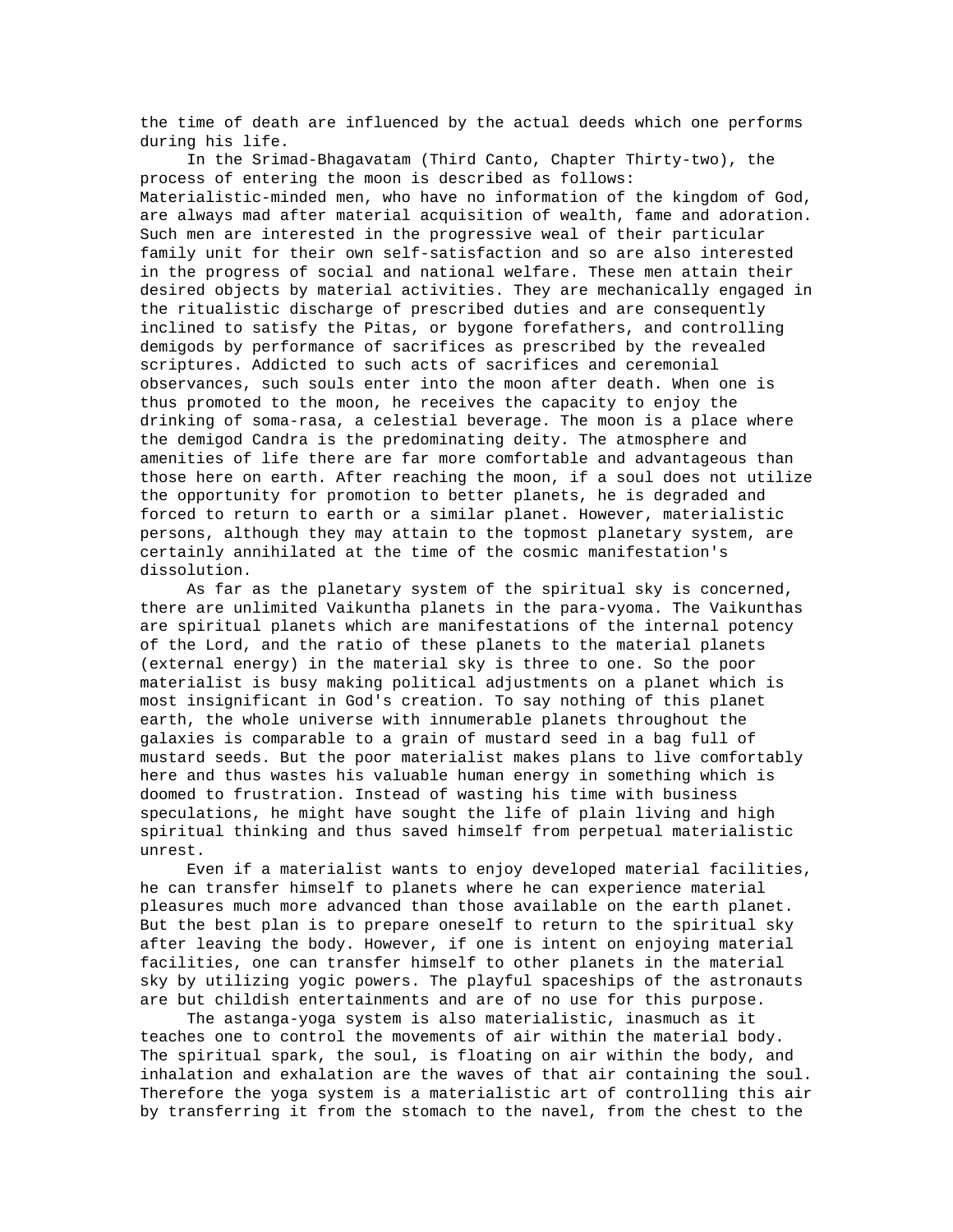the time of death are influenced by the actual deeds which one performs during his life.

In the Srimad-Bhagavatam (Third Canto, Chapter Thirty-two), the process of entering the moon is described as follows: Materialistic-minded men, who have no information of the kingdom of God, are always mad after material acquisition of wealth, fame and adoration. Such men are interested in the progressive weal of their particular family unit for their own self-satisfaction and so are also interested in the progress of social and national welfare. These men attain their desired objects by material activities. They are mechanically engaged in the ritualistic discharge of prescribed duties and are consequently inclined to satisfy the Pitas, or bygone forefathers, and controlling demigods by performance of sacrifices as prescribed by the revealed scriptures. Addicted to such acts of sacrifices and ceremonial observances, such souls enter into the moon after death. When one is thus promoted to the moon, he receives the capacity to enjoy the drinking of soma-rasa, a celestial beverage. The moon is a place where the demigod Candra is the predominating deity. The atmosphere and amenities of life there are far more comfortable and advantageous than those here on earth. After reaching the moon, if a soul does not utilize the opportunity for promotion to better planets, he is degraded and forced to return to earth or a similar planet. However, materialistic persons, although they may attain to the topmost planetary system, are certainly annihilated at the time of the cosmic manifestation's dissolution.

As far as the planetary system of the spiritual sky is concerned, there are unlimited Vaikuntha planets in the para-vyoma. The Vaikunthas are spiritual planets which are manifestations of the internal potency of the Lord, and the ratio of these planets to the material planets (external energy) in the material sky is three to one. So the poor materialist is busy making political adjustments on a planet which is most insignificant in God's creation. To say nothing of this planet earth, the whole universe with innumerable planets throughout the galaxies is comparable to a grain of mustard seed in a bag full of mustard seeds. But the poor materialist makes plans to live comfortably here and thus wastes his valuable human energy in something which is doomed to frustration. Instead of wasting his time with business speculations, he might have sought the life of plain living and high spiritual thinking and thus saved himself from perpetual materialistic unrest.

Even if a materialist wants to enjoy developed material facilities, he can transfer himself to planets where he can experience material pleasures much more advanced than those available on the earth planet. But the best plan is to prepare oneself to return to the spiritual sky after leaving the body. However, if one is intent on enjoying material facilities, one can transfer himself to other planets in the material sky by utilizing yogic powers. The playful spaceships of the astronauts are but childish entertainments and are of no use for this purpose.

The astanga-yoga system is also materialistic, inasmuch as it teaches one to control the movements of air within the material body. The spiritual spark, the soul, is floating on air within the body, and inhalation and exhalation are the waves of that air containing the soul. Therefore the yoga system is a materialistic art of controlling this air by transferring it from the stomach to the navel, from the chest to the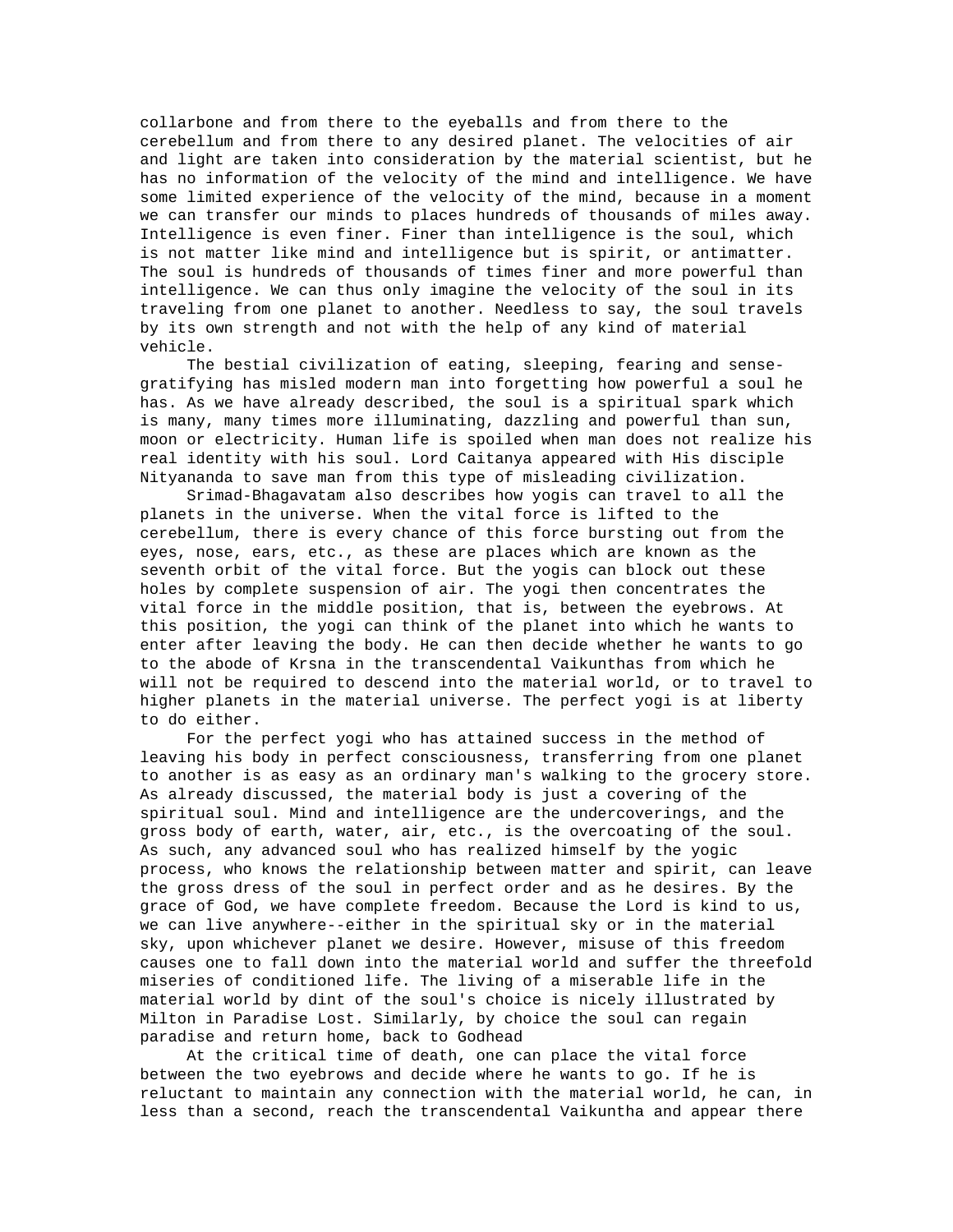collarbone and from there to the eyeballs and from there to the cerebellum and from there to any desired planet. The velocities of air and light are taken into consideration by the material scientist, but he has no information of the velocity of the mind and intelligence. We have some limited experience of the velocity of the mind, because in a moment we can transfer our minds to places hundreds of thousands of miles away. Intelligence is even finer. Finer than intelligence is the soul, which is not matter like mind and intelligence but is spirit, or antimatter. The soul is hundreds of thousands of times finer and more powerful than intelligence. We can thus only imagine the velocity of the soul in its traveling from one planet to another. Needless to say, the soul travels by its own strength and not with the help of any kind of material vehicle.

The bestial civilization of eating, sleeping, fearing and sense-gratifying has misled modern man into forgetting how powerful a soul he has. As we have already described, the soul is a spiritual spark which is many, many times more illuminating, dazzling and powerful than sun, moon or electricity. Human life is spoiled when man does not realize his real identity with his soul. Lord Caitanya appeared with His disciple Nityananda to save man from this type of misleading civilization.

Srimad-Bhagavatam also describes how yogis can travel to all the planets in the universe. When the vital force is lifted to the cerebellum, there is every chance of this force bursting out from the eyes, nose, ears, etc., as these are places which are known as the seventh orbit of the vital force. But the yogis can block out these holes by complete suspension of air. The yogi then concentrates the vital force in the middle position, that is, between the eyebrows. At this position, the yogi can think of the planet into which he wants to enter after leaving the body. He can then decide whether he wants to go to the abode of Krsna in the transcendental Vaikunthas from which he will not be required to descend into the material world, or to travel to higher planets in the material universe. The perfect yogi is at liberty to do either.

For the perfect yogi who has attained success in the method of leaving his body in perfect consciousness, transferring from one planet to another is as easy as an ordinary man's walking to the grocery store. As already discussed, the material body is just a covering of the spiritual soul. Mind and intelligence are the undercoverings, and the gross body of earth, water, air, etc., is the overcoating of the soul. As such, any advanced soul who has realized himself by the yogic process, who knows the relationship between matter and spirit, can leave the gross dress of the soul in perfect order and as he desires. By the grace of God, we have complete freedom. Because the Lord is kind to us, we can live anywhere--either in the spiritual sky or in the material sky, upon whichever planet we desire. However, misuse of this freedom causes one to fall down into the material world and suffer the threefold miseries of conditioned life. The living of a miserable life in the material world by dint of the soul's choice is nicely illustrated by Milton in Paradise Lost. Similarly, by choice the soul can regain paradise and return home, back to Godhead

At the critical time of death, one can place the vital force between the two eyebrows and decide where he wants to go. If he is reluctant to maintain any connection with the material world, he can, in less than a second, reach the transcendental Vaikuntha and appear there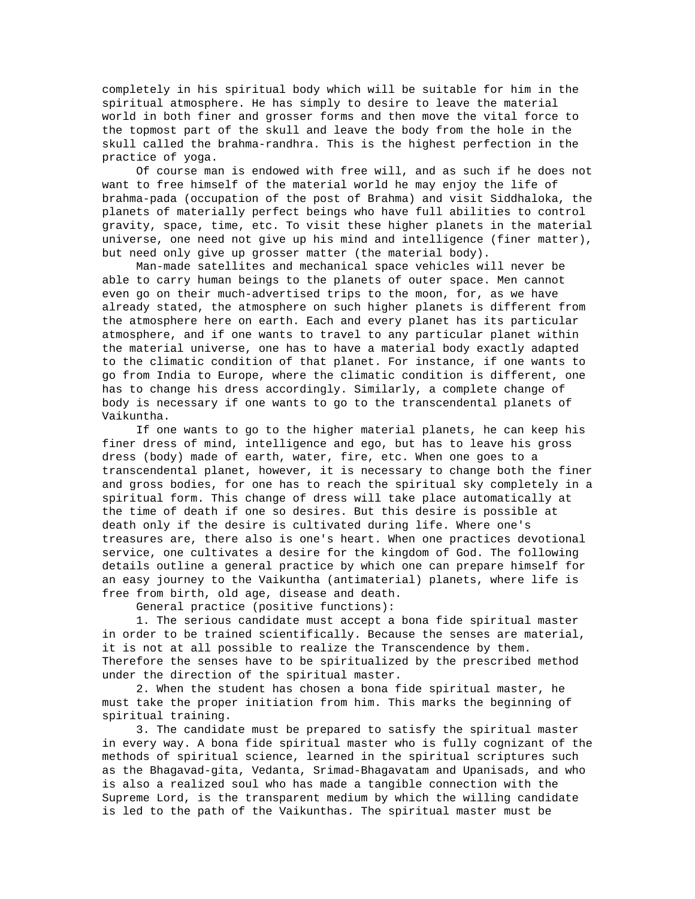completely in his spiritual body which will be suitable for him in the spiritual atmosphere. He has simply to desire to leave the material world in both finer and grosser forms and then move the vital force to the topmost part of the skull and leave the body from the hole in the skull called the brahma-randhra. This is the highest perfection in the practice of yoga.

Of course man is endowed with free will, and as such if he does not want to free himself of the material world he may enjoy the life of brahma-pada (occupation of the post of Brahma) and visit Siddhaloka, the planets of materially perfect beings who have full abilities to control gravity, space, time, etc. To visit these higher planets in the material universe, one need not give up his mind and intelligence (finer matter), but need only give up grosser matter (the material body).

Man-made satellites and mechanical space vehicles will never be able to carry human beings to the planets of outer space. Men cannot even go on their much-advertised trips to the moon, for, as we have already stated, the atmosphere on such higher planets is different from the atmosphere here on earth. Each and every planet has its particular atmosphere, and if one wants to travel to any particular planet within the material universe, one has to have a material body exactly adapted to the climatic condition of that planet. For instance, if one wants to go from India to Europe, where the climatic condition is different, one has to change his dress accordingly. Similarly, a complete change of body is necessary if one wants to go to the transcendental planets of Vaikuntha.

If one wants to go to the higher material planets, he can keep his finer dress of mind, intelligence and ego, but has to leave his gross dress (body) made of earth, water, fire, etc. When one goes to a transcendental planet, however, it is necessary to change both the finer and gross bodies, for one has to reach the spiritual sky completely in a spiritual form. This change of dress will take place automatically at the time of death if one so desires. But this desire is possible at death only if the desire is cultivated during life. Where one's treasures are, there also is one's heart. When one practices devotional service, one cultivates a desire for the kingdom of God. The following details outline a general practice by which one can prepare himself for an easy journey to the Vaikuntha (antimaterial) planets, where life is free from birth, old age, disease and death.

General practice (positive functions):

1. The serious candidate must accept a bona fide spiritual master in order to be trained scientifically. Because the senses are material, it is not at all possible to realize the Transcendence by them. Therefore the senses have to be spiritualized by the prescribed method under the direction of the spiritual master.

2. When the student has chosen a bona fide spiritual master, he must take the proper initiation from him. This marks the beginning of spiritual training.

3. The candidate must be prepared to satisfy the spiritual master in every way. A bona fide spiritual master who is fully cognizant of the methods of spiritual science, learned in the spiritual scriptures such as the Bhagavad-gita, Vedanta, Srimad-Bhagavatam and Upanisads, and who is also a realized soul who has made a tangible connection with the Supreme Lord, is the transparent medium by which the willing candidate is led to the path of the Vaikunthas. The spiritual master must be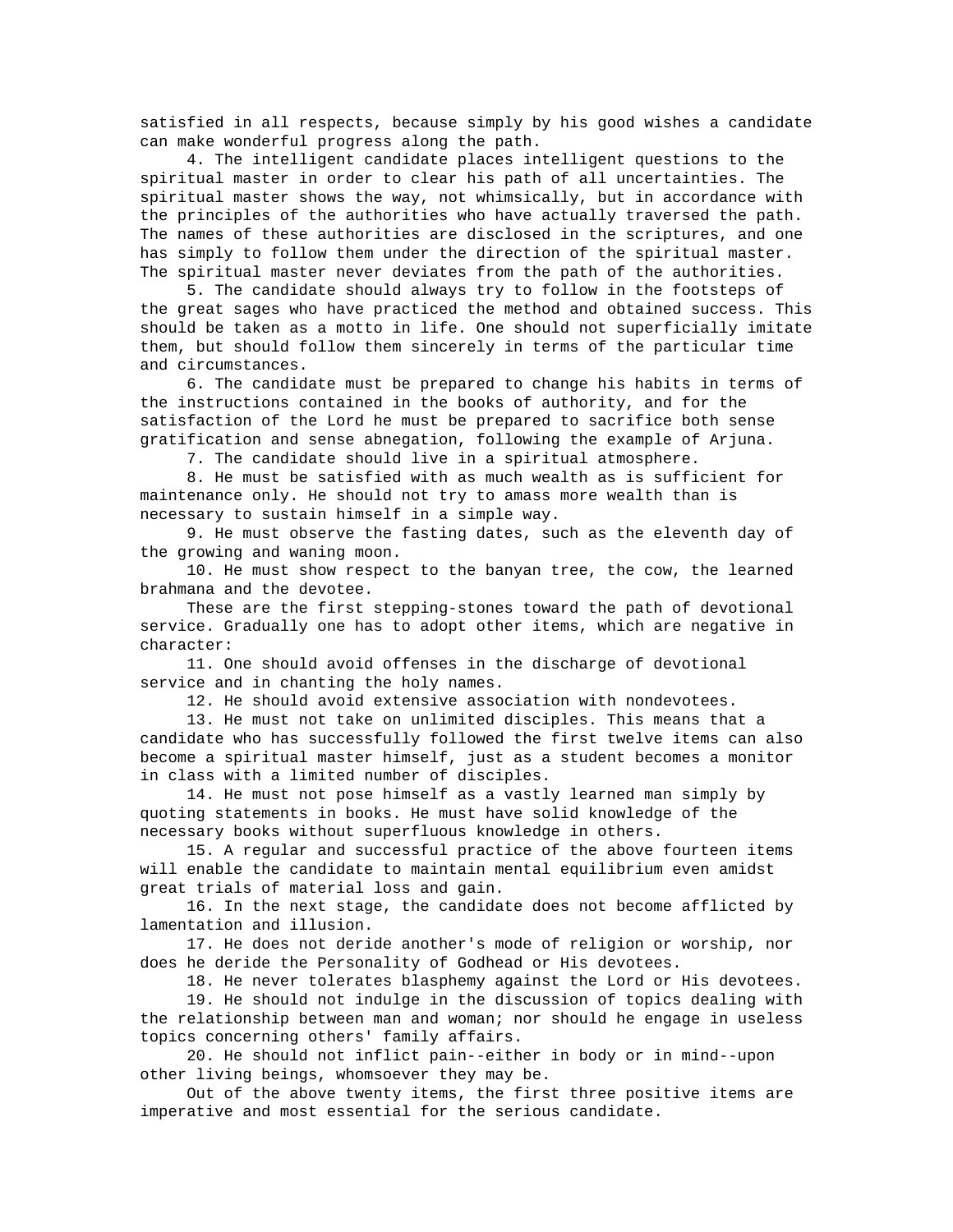satisfied in all respects, because simply by his good wishes a candidate can make wonderful progress along the path.

4. The intelligent candidate places intelligent questions to the spiritual master in order to clear his path of all uncertainties. The spiritual master shows the way, not whimsically, but in accordance with the principles of the authorities who have actually traversed the path. The names of these authorities are disclosed in the scriptures, and one has simply to follow them under the direction of the spiritual master. The spiritual master never deviates from the path of the authorities.

5. The candidate should always try to follow in the footsteps of the great sages who have practiced the method and obtained success. This should be taken as a motto in life. One should not superficially imitate them, but should follow them sincerely in terms of the particular time and circumstances.

6. The candidate must be prepared to change his habits in terms of the instructions contained in the books of authority, and for the satisfaction of the Lord he must be prepared to sacrifice both sense gratification and sense abnegation, following the example of Arjuna.

7. The candidate should live in a spiritual atmosphere.

8. He must be satisfied with as much wealth as is sufficient for maintenance only. He should not try to amass more wealth than is necessary to sustain himself in a simple way.

9. He must observe the fasting dates, such as the eleventh day of the growing and waning moon.

10. He must show respect to the banyan tree, the cow, the learned brahmana and the devotee.

These are the first stepping-stones toward the path of devotional service. Gradually one has to adopt other items, which are negative in character:

11. One should avoid offenses in the discharge of devotional service and in chanting the holy names.

12. He should avoid extensive association with nondevotees.

13. He must not take on unlimited disciples. This means that a candidate who has successfully followed the first twelve items can also become a spiritual master himself, just as a student becomes a monitor in class with a limited number of disciples.

14. He must not pose himself as a vastly learned man simply by quoting statements in books. He must have solid knowledge of the necessary books without superfluous knowledge in others.

15. A regular and successful practice of the above fourteen items will enable the candidate to maintain mental equilibrium even amidst great trials of material loss and gain.

16. In the next stage, the candidate does not become afflicted by lamentation and illusion.

17. He does not deride another's mode of religion or worship, nor does he deride the Personality of Godhead or His devotees.

18. He never tolerates blasphemy against the Lord or His devotees.

19. He should not indulge in the discussion of topics dealing with the relationship between man and woman; nor should he engage in useless topics concerning others' family affairs.

20. He should not inflict pain--either in body or in mind--upon other living beings, whomsoever they may be.

Out of the above twenty items, the first three positive items are imperative and most essential for the serious candidate.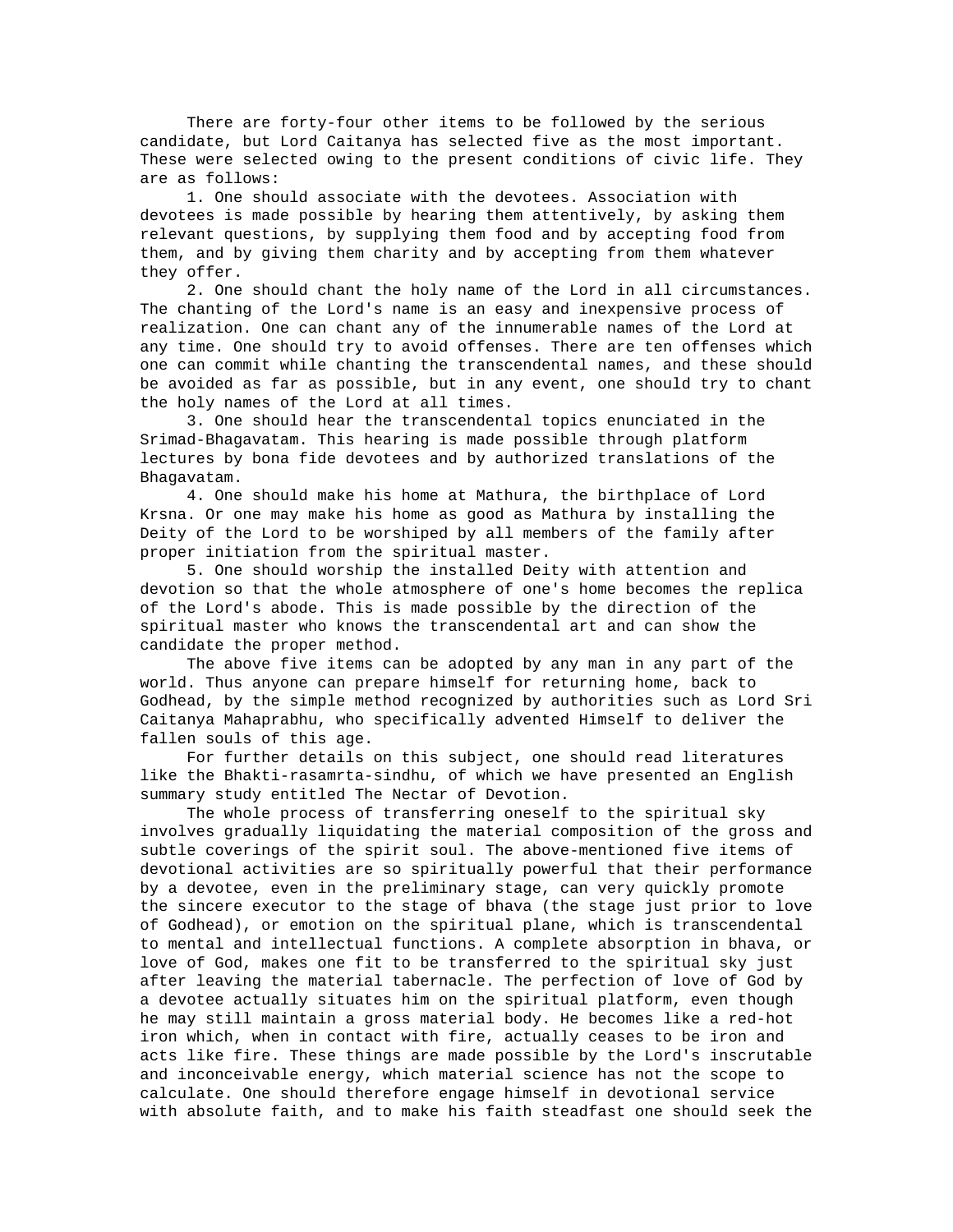There are forty-four other items to be followed by the serious candidate, but Lord Caitanya has selected five as the most important. These were selected owing to the present conditions of civic life. They are as follows:

1. One should associate with the devotees. Association with devotees is made possible by hearing them attentively, by asking them relevant questions, by supplying them food and by accepting food from them, and by giving them charity and by accepting from them whatever they offer.

2. One should chant the holy name of the Lord in all circumstances. The chanting of the Lord's name is an easy and inexpensive process of realization. One can chant any of the innumerable names of the Lord at any time. One should try to avoid offenses. There are ten offenses which one can commit while chanting the transcendental names, and these should be avoided as far as possible, but in any event, one should try to chant the holy names of the Lord at all times.

3. One should hear the transcendental topics enunciated in the Srimad-Bhagavatam. This hearing is made possible through platform lectures by bona fide devotees and by authorized translations of the Bhagavatam.

4. One should make his home at Mathura, the birthplace of Lord Krsna. Or one may make his home as good as Mathura by installing the Deity of the Lord to be worshiped by all members of the family after proper initiation from the spiritual master.

5. One should worship the installed Deity with attention and devotion so that the whole atmosphere of one's home becomes the replica of the Lord's abode. This is made possible by the direction of the spiritual master who knows the transcendental art and can show the candidate the proper method.

The above five items can be adopted by any man in any part of the world. Thus anyone can prepare himself for returning home, back to Godhead, by the simple method recognized by authorities such as Lord Sri Caitanya Mahaprabhu, who specifically advented Himself to deliver the fallen souls of this age.

For further details on this subject, one should read literatures like the Bhakti-rasamrta-sindhu, of which we have presented an English summary study entitled The Nectar of Devotion.

The whole process of transferring oneself to the spiritual sky involves gradually liquidating the material composition of the gross and subtle coverings of the spirit soul. The above-mentioned five items of devotional activities are so spiritually powerful that their performance by a devotee, even in the preliminary stage, can very quickly promote the sincere executor to the stage of bhava (the stage just prior to love of Godhead), or emotion on the spiritual plane, which is transcendental to mental and intellectual functions. A complete absorption in bhava, or love of God, makes one fit to be transferred to the spiritual sky just after leaving the material tabernacle. The perfection of love of God by a devotee actually situates him on the spiritual platform, even though he may still maintain a gross material body. He becomes like a red-hot iron which, when in contact with fire, actually ceases to be iron and acts like fire. These things are made possible by the Lord's inscrutable and inconceivable energy, which material science has not the scope to calculate. One should therefore engage himself in devotional service with absolute faith, and to make his faith steadfast one should seek the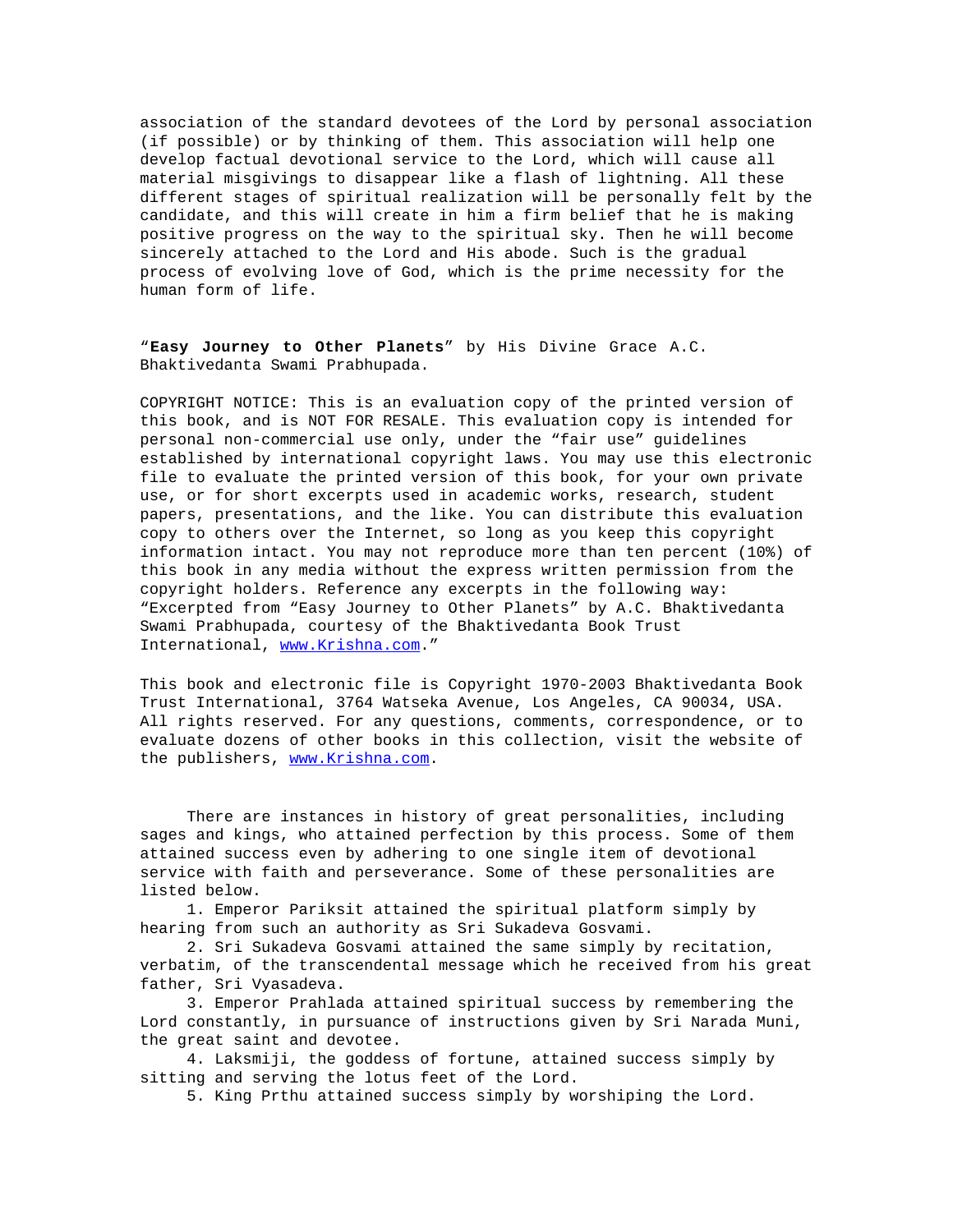association of the standard devotees of the Lord by personal association (if possible) or by thinking of them. This association will help one develop factual devotional service to the Lord, which will cause all material misgivings to disappear like a flash of lightning. All these different stages of spiritual realization will be personally felt by the candidate, and this will create in him a firm belief that he is making positive progress on the way to the spiritual sky. Then he will become sincerely attached to the Lord and His abode. Such is the gradual process of evolving love of God, which is the prime necessity for the human form of life.

"**Easy Journey to Other Planets**" by His Divine Grace A.C. Bhaktivedanta Swami Prabhupada.

COPYRIGHT NOTICE: This is an evaluation copy of the printed version of this book, and is NOT FOR RESALE. This evaluation copy is intended for personal non-commercial use only, under the "fair use" guidelines established by international copyright laws. You may use this electronic file to evaluate the printed version of this book, for your own private use, or for short excerpts used in academic works, research, student papers, presentations, and the like. You can distribute this evaluation copy to others over the Internet, so long as you keep this copyright information intact. You may not reproduce more than ten percent (10%) of this book in any media without the express written permission from the copyright holders. Reference any excerpts in the following way: "Excerpted from "Easy Journey to Other Planets" by A.C. Bhaktivedanta Swami Prabhupada, courtesy of the Bhaktivedanta Book Trust International, www.Krishna.com."

This book and electronic file is Copyright 1970-2003 Bhaktivedanta Book Trust International, 3764 Watseka Avenue, Los Angeles, CA 90034, USA. All rights reserved. For any questions, comments, correspondence, or to evaluate dozens of other books in this collection, visit the website of the publishers, www.Krishna.com.

There are instances in history of great personalities, including sages and kings, who attained perfection by this process. Some of them attained success even by adhering to one single item of devotional service with faith and perseverance. Some of these personalities are listed below.

1. Emperor Pariksit attained the spiritual platform simply by hearing from such an authority as Sri Sukadeva Gosvami.
2. Sri Sukadeva Gosvami attained the same simply by recitation, verbatim, of the transcendental message which he received from his great father, Sri Vyasadeva.
3. Emperor Prahlada attained spiritual success by remembering the Lord constantly, in pursuance of instructions given by Sri Narada Muni, the great saint and devotee.
4. Laksmiji, the goddess of fortune, attained success simply by sitting and serving the lotus feet of the Lord.
5. King Prthu attained success simply by worshiping the Lord.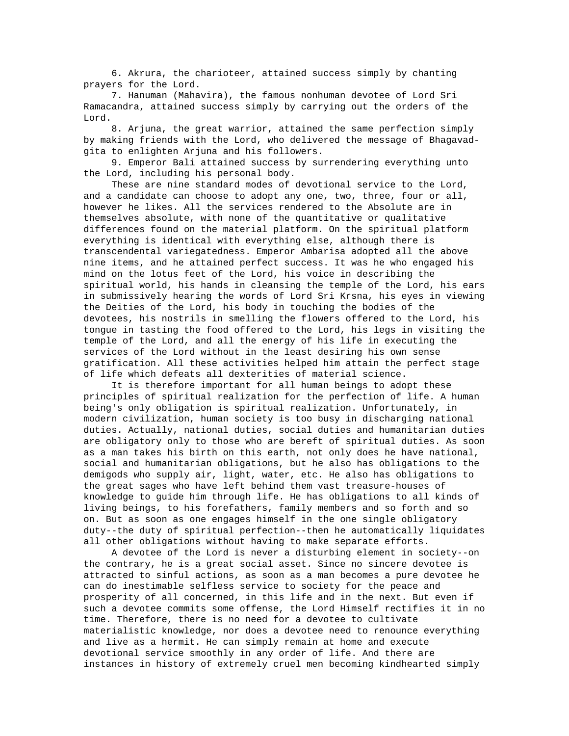6. Akrura, the charioteer, attained success simply by chanting prayers for the Lord.

7. Hanuman (Mahavira), the famous nonhuman devotee of Lord Sri Ramacandra, attained success simply by carrying out the orders of the Lord.

8. Arjuna, the great warrior, attained the same perfection simply by making friends with the Lord, who delivered the message of Bhagavad-gita to enlighten Arjuna and his followers.

9. Emperor Bali attained success by surrendering everything unto the Lord, including his personal body.

These are nine standard modes of devotional service to the Lord, and a candidate can choose to adopt any one, two, three, four or all, however he likes. All the services rendered to the Absolute are in themselves absolute, with none of the quantitative or qualitative differences found on the material platform. On the spiritual platform everything is identical with everything else, although there is transcendental variegatedness. Emperor Ambarisa adopted all the above nine items, and he attained perfect success. It was he who engaged his mind on the lotus feet of the Lord, his voice in describing the spiritual world, his hands in cleansing the temple of the Lord, his ears in submissively hearing the words of Lord Sri Krsna, his eyes in viewing the Deities of the Lord, his body in touching the bodies of the devotees, his nostrils in smelling the flowers offered to the Lord, his tongue in tasting the food offered to the Lord, his legs in visiting the temple of the Lord, and all the energy of his life in executing the services of the Lord without in the least desiring his own sense gratification. All these activities helped him attain the perfect stage of life which defeats all dexterities of material science.

It is therefore important for all human beings to adopt these principles of spiritual realization for the perfection of life. A human being's only obligation is spiritual realization. Unfortunately, in modern civilization, human society is too busy in discharging national duties. Actually, national duties, social duties and humanitarian duties are obligatory only to those who are bereft of spiritual duties. As soon as a man takes his birth on this earth, not only does he have national, social and humanitarian obligations, but he also has obligations to the demigods who supply air, light, water, etc. He also has obligations to the great sages who have left behind them vast treasure-houses of knowledge to guide him through life. He has obligations to all kinds of living beings, to his forefathers, family members and so forth and so on. But as soon as one engages himself in the one single obligatory duty--the duty of spiritual perfection--then he automatically liquidates all other obligations without having to make separate efforts.

A devotee of the Lord is never a disturbing element in society--on the contrary, he is a great social asset. Since no sincere devotee is attracted to sinful actions, as soon as a man becomes a pure devotee he can do inestimable selfless service to society for the peace and prosperity of all concerned, in this life and in the next. But even if such a devotee commits some offense, the Lord Himself rectifies it in no time. Therefore, there is no need for a devotee to cultivate materialistic knowledge, nor does a devotee need to renounce everything and live as a hermit. He can simply remain at home and execute devotional service smoothly in any order of life. And there are instances in history of extremely cruel men becoming kindhearted simply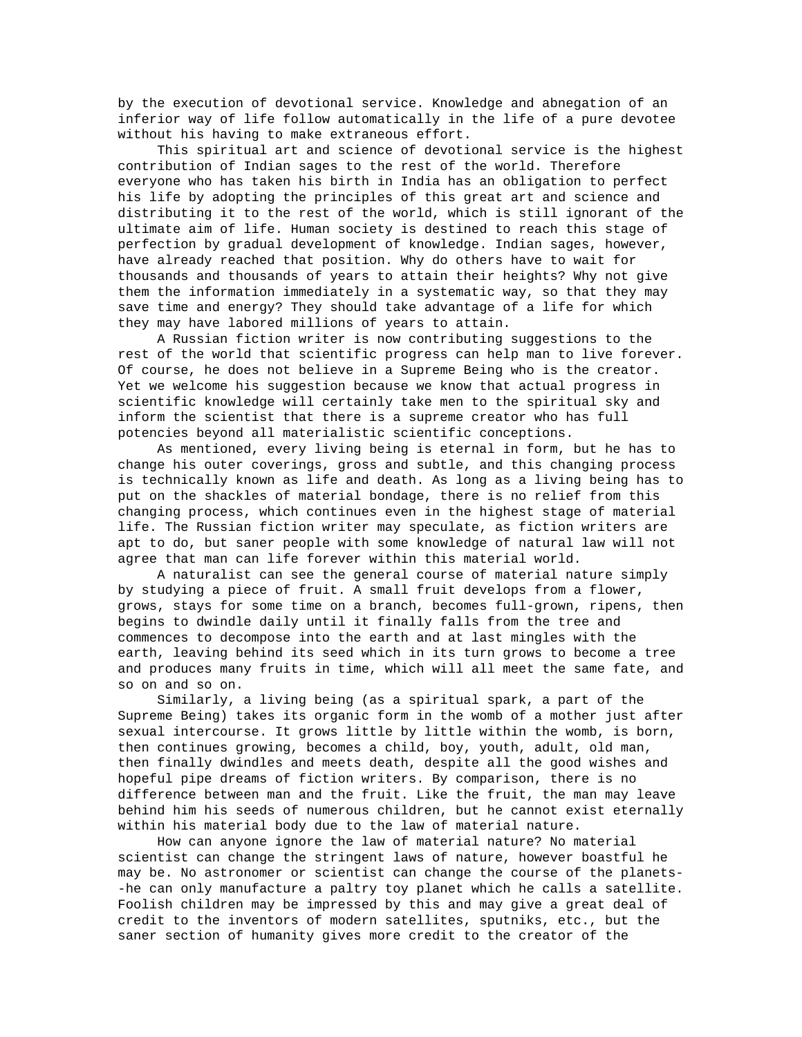by the execution of devotional service. Knowledge and abnegation of an inferior way of life follow automatically in the life of a pure devotee without his having to make extraneous effort.

This spiritual art and science of devotional service is the highest contribution of Indian sages to the rest of the world. Therefore everyone who has taken his birth in India has an obligation to perfect his life by adopting the principles of this great art and science and distributing it to the rest of the world, which is still ignorant of the ultimate aim of life. Human society is destined to reach this stage of perfection by gradual development of knowledge. Indian sages, however, have already reached that position. Why do others have to wait for thousands and thousands of years to attain their heights? Why not give them the information immediately in a systematic way, so that they may save time and energy? They should take advantage of a life for which they may have labored millions of years to attain.

A Russian fiction writer is now contributing suggestions to the rest of the world that scientific progress can help man to live forever. Of course, he does not believe in a Supreme Being who is the creator. Yet we welcome his suggestion because we know that actual progress in scientific knowledge will certainly take men to the spiritual sky and inform the scientist that there is a supreme creator who has full potencies beyond all materialistic scientific conceptions.

As mentioned, every living being is eternal in form, but he has to change his outer coverings, gross and subtle, and this changing process is technically known as life and death. As long as a living being has to put on the shackles of material bondage, there is no relief from this changing process, which continues even in the highest stage of material life. The Russian fiction writer may speculate, as fiction writers are apt to do, but saner people with some knowledge of natural law will not agree that man can life forever within this material world.

A naturalist can see the general course of material nature simply by studying a piece of fruit. A small fruit develops from a flower, grows, stays for some time on a branch, becomes full-grown, ripens, then begins to dwindle daily until it finally falls from the tree and commences to decompose into the earth and at last mingles with the earth, leaving behind its seed which in its turn grows to become a tree and produces many fruits in time, which will all meet the same fate, and so on and so on.

Similarly, a living being (as a spiritual spark, a part of the Supreme Being) takes its organic form in the womb of a mother just after sexual intercourse. It grows little by little within the womb, is born, then continues growing, becomes a child, boy, youth, adult, old man, then finally dwindles and meets death, despite all the good wishes and hopeful pipe dreams of fiction writers. By comparison, there is no difference between man and the fruit. Like the fruit, the man may leave behind him his seeds of numerous children, but he cannot exist eternally within his material body due to the law of material nature.

How can anyone ignore the law of material nature? No material scientist can change the stringent laws of nature, however boastful he may be. No astronomer or scientist can change the course of the planets--he can only manufacture a paltry toy planet which he calls a satellite. Foolish children may be impressed by this and may give a great deal of credit to the inventors of modern satellites, sputniks, etc., but the saner section of humanity gives more credit to the creator of the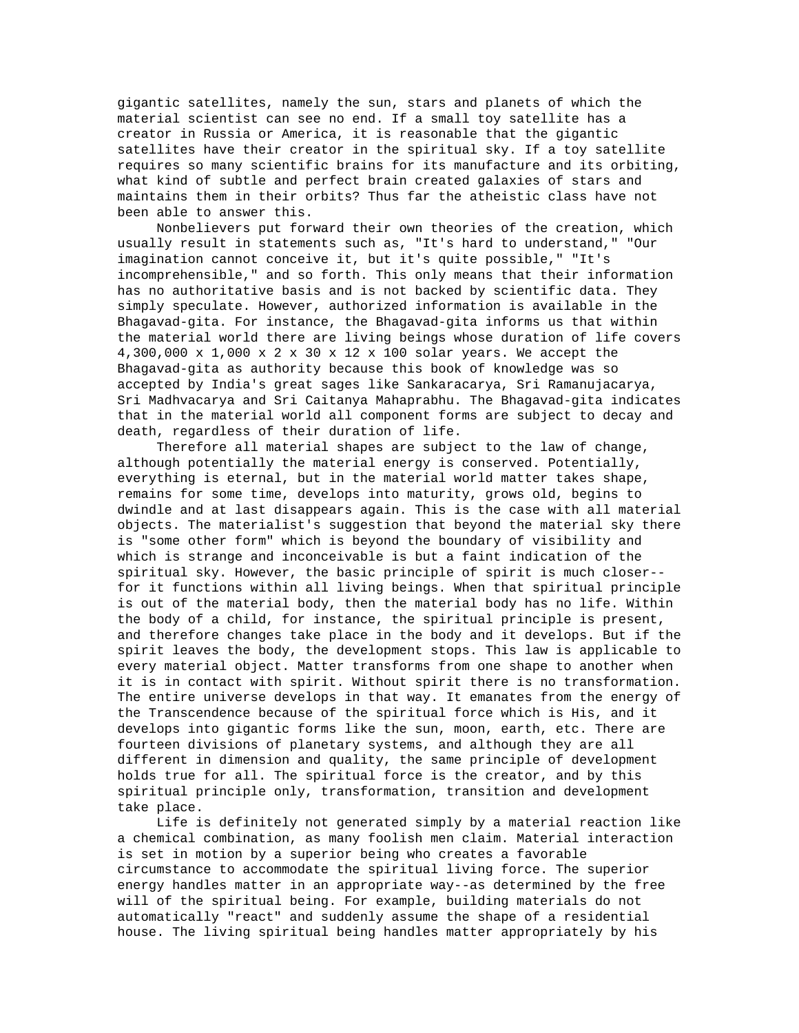gigantic satellites, namely the sun, stars and planets of which the material scientist can see no end. If a small toy satellite has a creator in Russia or America, it is reasonable that the gigantic satellites have their creator in the spiritual sky. If a toy satellite requires so many scientific brains for its manufacture and its orbiting, what kind of subtle and perfect brain created galaxies of stars and maintains them in their orbits? Thus far the atheistic class have not been able to answer this.

Nonbelievers put forward their own theories of the creation, which usually result in statements such as, "It's hard to understand," "Our imagination cannot conceive it, but it's quite possible," "It's incomprehensible," and so forth. This only means that their information has no authoritative basis and is not backed by scientific data. They simply speculate. However, authorized information is available in the Bhagavad-gita. For instance, the Bhagavad-gita informs us that within the material world there are living beings whose duration of life covers 4,300,000 x 1,000 x 2 x 30 x 12 x 100 solar years. We accept the Bhagavad-gita as authority because this book of knowledge was so accepted by India's great sages like Sankaracarya, Sri Ramanujacarya, Sri Madhvacarya and Sri Caitanya Mahaprabhu. The Bhagavad-gita indicates that in the material world all component forms are subject to decay and death, regardless of their duration of life.

Therefore all material shapes are subject to the law of change, although potentially the material energy is conserved. Potentially, everything is eternal, but in the material world matter takes shape, remains for some time, develops into maturity, grows old, begins to dwindle and at last disappears again. This is the case with all material objects. The materialist's suggestion that beyond the material sky there is "some other form" which is beyond the boundary of visibility and which is strange and inconceivable is but a faint indication of the spiritual sky. However, the basic principle of spirit is much closer--for it functions within all living beings. When that spiritual principle is out of the material body, then the material body has no life. Within the body of a child, for instance, the spiritual principle is present, and therefore changes take place in the body and it develops. But if the spirit leaves the body, the development stops. This law is applicable to every material object. Matter transforms from one shape to another when it is in contact with spirit. Without spirit there is no transformation. The entire universe develops in that way. It emanates from the energy of the Transcendence because of the spiritual force which is His, and it develops into gigantic forms like the sun, moon, earth, etc. There are fourteen divisions of planetary systems, and although they are all different in dimension and quality, the same principle of development holds true for all. The spiritual force is the creator, and by this spiritual principle only, transformation, transition and development take place.

Life is definitely not generated simply by a material reaction like a chemical combination, as many foolish men claim. Material interaction is set in motion by a superior being who creates a favorable circumstance to accommodate the spiritual living force. The superior energy handles matter in an appropriate way--as determined by the free will of the spiritual being. For example, building materials do not automatically "react" and suddenly assume the shape of a residential house. The living spiritual being handles matter appropriately by his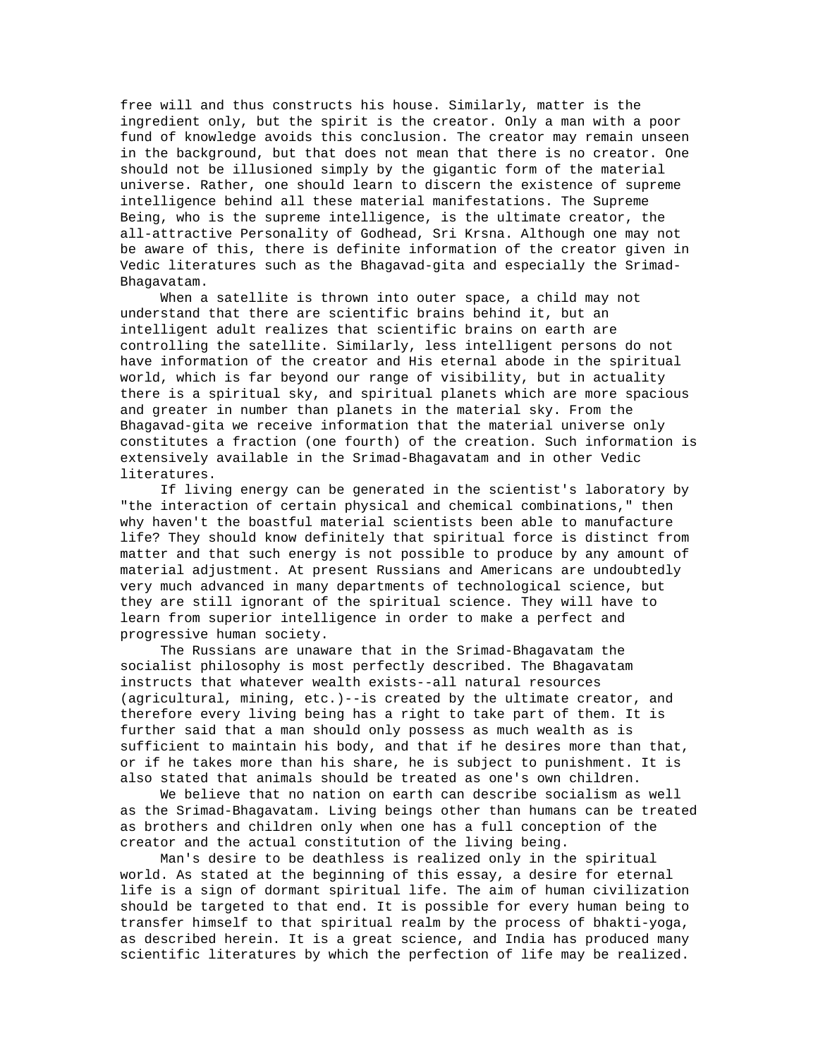free will and thus constructs his house. Similarly, matter is the ingredient only, but the spirit is the creator. Only a man with a poor fund of knowledge avoids this conclusion. The creator may remain unseen in the background, but that does not mean that there is no creator. One should not be illusioned simply by the gigantic form of the material universe. Rather, one should learn to discern the existence of supreme intelligence behind all these material manifestations. The Supreme Being, who is the supreme intelligence, is the ultimate creator, the all-attractive Personality of Godhead, Sri Krsna. Although one may not be aware of this, there is definite information of the creator given in Vedic literatures such as the Bhagavad-gita and especially the Srimad-Bhagavatam.

When a satellite is thrown into outer space, a child may not understand that there are scientific brains behind it, but an intelligent adult realizes that scientific brains on earth are controlling the satellite. Similarly, less intelligent persons do not have information of the creator and His eternal abode in the spiritual world, which is far beyond our range of visibility, but in actuality there is a spiritual sky, and spiritual planets which are more spacious and greater in number than planets in the material sky. From the Bhagavad-gita we receive information that the material universe only constitutes a fraction (one fourth) of the creation. Such information is extensively available in the Srimad-Bhagavatam and in other Vedic literatures.

If living energy can be generated in the scientist's laboratory by "the interaction of certain physical and chemical combinations," then why haven't the boastful material scientists been able to manufacture life? They should know definitely that spiritual force is distinct from matter and that such energy is not possible to produce by any amount of material adjustment. At present Russians and Americans are undoubtedly very much advanced in many departments of technological science, but they are still ignorant of the spiritual science. They will have to learn from superior intelligence in order to make a perfect and progressive human society.

The Russians are unaware that in the Srimad-Bhagavatam the socialist philosophy is most perfectly described. The Bhagavatam instructs that whatever wealth exists--all natural resources (agricultural, mining, etc.)--is created by the ultimate creator, and therefore every living being has a right to take part of them. It is further said that a man should only possess as much wealth as is sufficient to maintain his body, and that if he desires more than that, or if he takes more than his share, he is subject to punishment. It is also stated that animals should be treated as one's own children.

We believe that no nation on earth can describe socialism as well as the Srimad-Bhagavatam. Living beings other than humans can be treated as brothers and children only when one has a full conception of the creator and the actual constitution of the living being.

Man's desire to be deathless is realized only in the spiritual world. As stated at the beginning of this essay, a desire for eternal life is a sign of dormant spiritual life. The aim of human civilization should be targeted to that end. It is possible for every human being to transfer himself to that spiritual realm by the process of bhakti-yoga, as described herein. It is a great science, and India has produced many scientific literatures by which the perfection of life may be realized.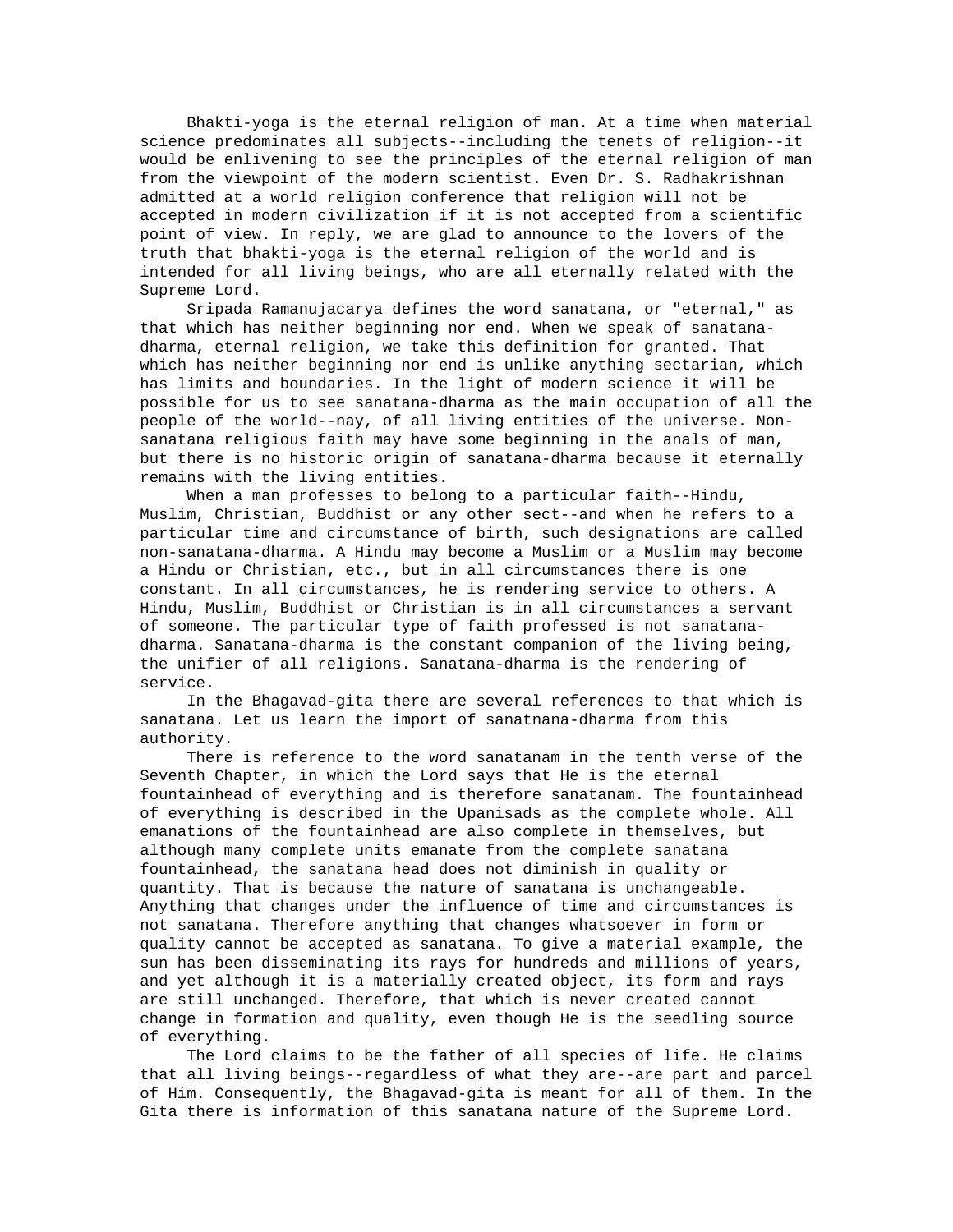Bhakti-yoga is the eternal religion of man. At a time when material science predominates all subjects--including the tenets of religion--it would be enlivening to see the principles of the eternal religion of man from the viewpoint of the modern scientist. Even Dr. S. Radhakrishnan admitted at a world religion conference that religion will not be accepted in modern civilization if it is not accepted from a scientific point of view. In reply, we are glad to announce to the lovers of the truth that bhakti-yoga is the eternal religion of the world and is intended for all living beings, who are all eternally related with the Supreme Lord.

Sripada Ramanujacarya defines the word sanatana, or "eternal," as that which has neither beginning nor end. When we speak of sanatana-dharma, eternal religion, we take this definition for granted. That which has neither beginning nor end is unlike anything sectarian, which has limits and boundaries. In the light of modern science it will be possible for us to see sanatana-dharma as the main occupation of all the people of the world--nay, of all living entities of the universe. Non-sanatana religious faith may have some beginning in the anals of man, but there is no historic origin of sanatana-dharma because it eternally remains with the living entities.

When a man professes to belong to a particular faith--Hindu, Muslim, Christian, Buddhist or any other sect--and when he refers to a particular time and circumstance of birth, such designations are called non-sanatana-dharma. A Hindu may become a Muslim or a Muslim may become a Hindu or Christian, etc., but in all circumstances there is one constant. In all circumstances, he is rendering service to others. A Hindu, Muslim, Buddhist or Christian is in all circumstances a servant of someone. The particular type of faith professed is not sanatana-dharma. Sanatana-dharma is the constant companion of the living being, the unifier of all religions. Sanatana-dharma is the rendering of service.

In the Bhagavad-gita there are several references to that which is sanatana. Let us learn the import of sanatnana-dharma from this authority.

There is reference to the word sanatanam in the tenth verse of the Seventh Chapter, in which the Lord says that He is the eternal fountainhead of everything and is therefore sanatanam. The fountainhead of everything is described in the Upanisads as the complete whole. All emanations of the fountainhead are also complete in themselves, but although many complete units emanate from the complete sanatana fountainhead, the sanatana head does not diminish in quality or quantity. That is because the nature of sanatana is unchangeable. Anything that changes under the influence of time and circumstances is not sanatana. Therefore anything that changes whatsoever in form or quality cannot be accepted as sanatana. To give a material example, the sun has been disseminating its rays for hundreds and millions of years, and yet although it is a materially created object, its form and rays are still unchanged. Therefore, that which is never created cannot change in formation and quality, even though He is the seedling source of everything.

The Lord claims to be the father of all species of life. He claims that all living beings--regardless of what they are--are part and parcel of Him. Consequently, the Bhagavad-gita is meant for all of them. In the Gita there is information of this sanatana nature of the Supreme Lord.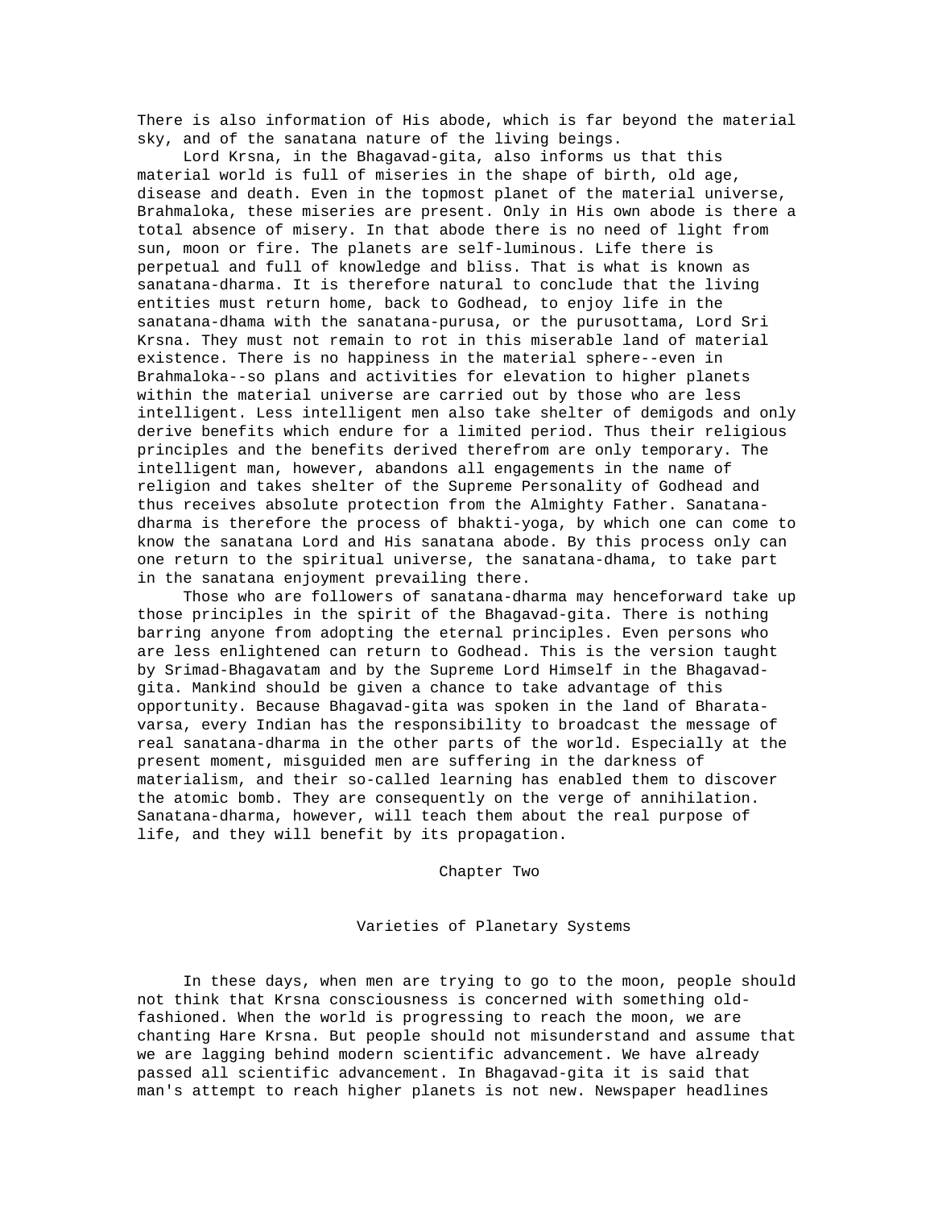There is also information of His abode, which is far beyond the material sky, and of the sanatana nature of the living beings.

Lord Krsna, in the Bhagavad-gita, also informs us that this material world is full of miseries in the shape of birth, old age, disease and death. Even in the topmost planet of the material universe, Brahmaloka, these miseries are present. Only in His own abode is there a total absence of misery. In that abode there is no need of light from sun, moon or fire. The planets are self-luminous. Life there is perpetual and full of knowledge and bliss. That is what is known as sanatana-dharma. It is therefore natural to conclude that the living entities must return home, back to Godhead, to enjoy life in the sanatana-dhama with the sanatana-purusa, or the purusottama, Lord Sri Krsna. They must not remain to rot in this miserable land of material existence. There is no happiness in the material sphere--even in Brahmaloka--so plans and activities for elevation to higher planets within the material universe are carried out by those who are less intelligent. Less intelligent men also take shelter of demigods and only derive benefits which endure for a limited period. Thus their religious principles and the benefits derived therefrom are only temporary. The intelligent man, however, abandons all engagements in the name of religion and takes shelter of the Supreme Personality of Godhead and thus receives absolute protection from the Almighty Father. Sanatana-dharma is therefore the process of bhakti-yoga, by which one can come to know the sanatana Lord and His sanatana abode. By this process only can one return to the spiritual universe, the sanatana-dhama, to take part in the sanatana enjoyment prevailing there.

Those who are followers of sanatana-dharma may henceforward take up those principles in the spirit of the Bhagavad-gita. There is nothing barring anyone from adopting the eternal principles. Even persons who are less enlightened can return to Godhead. This is the version taught by Srimad-Bhagavatam and by the Supreme Lord Himself in the Bhagavad-gita. Mankind should be given a chance to take advantage of this opportunity. Because Bhagavad-gita was spoken in the land of Bharata-varsa, every Indian has the responsibility to broadcast the message of real sanatana-dharma in the other parts of the world. Especially at the present moment, misguided men are suffering in the darkness of materialism, and their so-called learning has enabled them to discover the atomic bomb. They are consequently on the verge of annihilation. Sanatana-dharma, however, will teach them about the real purpose of life, and they will benefit by its propagation.

# Chapter Two

## Varieties of Planetary Systems

In these days, when men are trying to go to the moon, people should not think that Krsna consciousness is concerned with something old-fashioned. When the world is progressing to reach the moon, we are chanting Hare Krsna. But people should not misunderstand and assume that we are lagging behind modern scientific advancement. We have already passed all scientific advancement. In Bhagavad-gita it is said that man's attempt to reach higher planets is not new. Newspaper headlines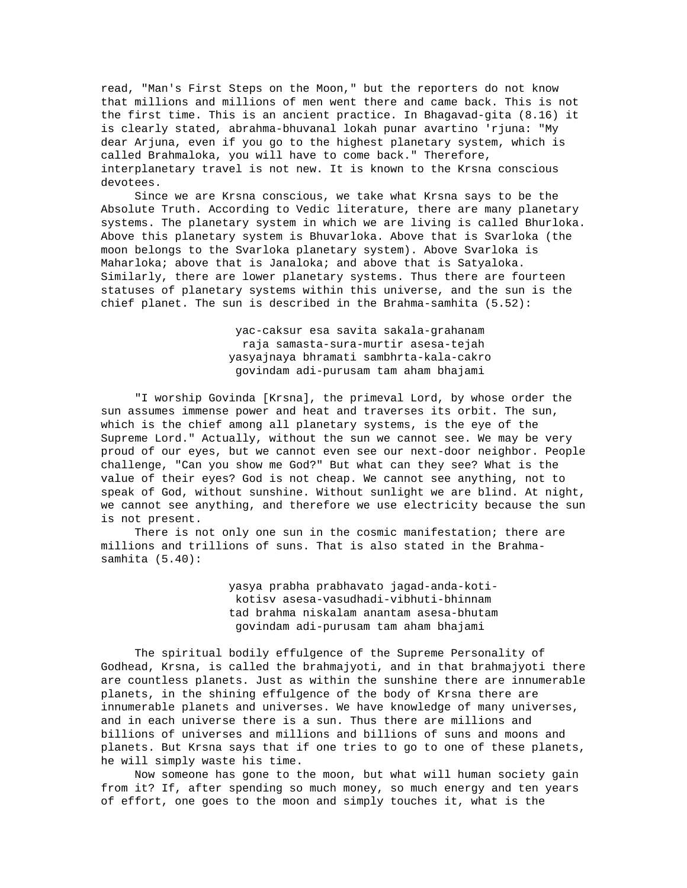read, "Man's First Steps on the Moon," but the reporters do not know that millions and millions of men went there and came back. This is not the first time. This is an ancient practice. In Bhagavad-gita (8.16) it is clearly stated, abrahma-bhuvanal lokah punar avartino 'rjuna: "My dear Arjuna, even if you go to the highest planetary system, which is called Brahmaloka, you will have to come back." Therefore, interplanetary travel is not new. It is known to the Krsna conscious devotees.

Since we are Krsna conscious, we take what Krsna says to be the Absolute Truth. According to Vedic literature, there are many planetary systems. The planetary system in which we are living is called Bhurloka. Above this planetary system is Bhuvarloka. Above that is Svarloka (the moon belongs to the Svarloka planetary system). Above Svarloka is Maharloka; above that is Janaloka; and above that is Satyaloka. Similarly, there are lower planetary systems. Thus there are fourteen statuses of planetary systems within this universe, and the sun is the chief planet. The sun is described in the Brahma-samhita (5.52):

yac-caksur esa savita sakala-grahanam
raja samasta-sura-murtir asesa-tejah
yasyajnaya bhramati sambhrta-kala-cakro
govindam adi-purusam tam aham bhajami

"I worship Govinda [Krsna], the primeval Lord, by whose order the sun assumes immense power and heat and traverses its orbit. The sun, which is the chief among all planetary systems, is the eye of the Supreme Lord." Actually, without the sun we cannot see. We may be very proud of our eyes, but we cannot even see our next-door neighbor. People challenge, "Can you show me God?" But what can they see? What is the value of their eyes? God is not cheap. We cannot see anything, not to speak of God, without sunshine. Without sunlight we are blind. At night, we cannot see anything, and therefore we use electricity because the sun is not present.

There is not only one sun in the cosmic manifestation; there are millions and trillions of suns. That is also stated in the Brahma-samhita (5.40):

yasya prabha prabhavato jagad-anda-koti-
kotisv asesa-vasudhadi-vibhuti-bhinnam
tad brahma niskalam anantam asesa-bhutam
govindam adi-purusam tam aham bhajami

The spiritual bodily effulgence of the Supreme Personality of Godhead, Krsna, is called the brahmajyoti, and in that brahmajyoti there are countless planets. Just as within the sunshine there are innumerable planets, in the shining effulgence of the body of Krsna there are innumerable planets and universes. We have knowledge of many universes, and in each universe there is a sun. Thus there are millions and billions of universes and millions and billions of suns and moons and planets. But Krsna says that if one tries to go to one of these planets, he will simply waste his time.

Now someone has gone to the moon, but what will human society gain from it? If, after spending so much money, so much energy and ten years of effort, one goes to the moon and simply touches it, what is the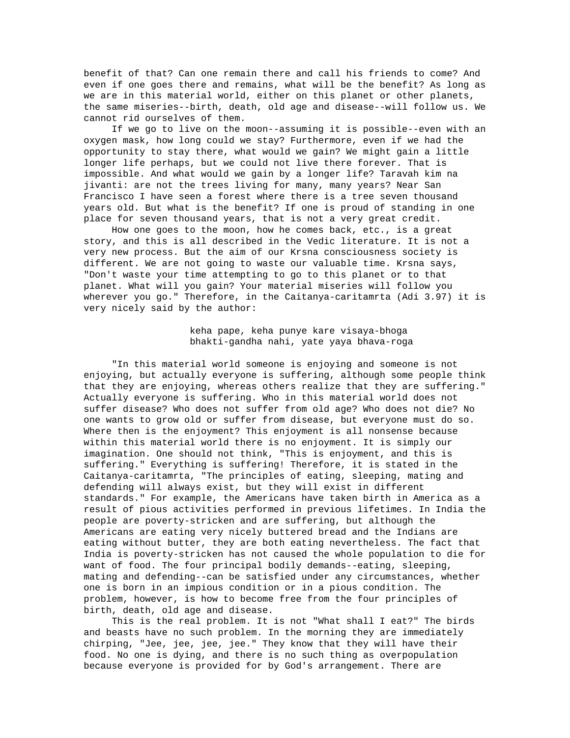benefit of that? Can one remain there and call his friends to come? And even if one goes there and remains, what will be the benefit? As long as we are in this material world, either on this planet or other planets, the same miseries--birth, death, old age and disease--will follow us. We cannot rid ourselves of them.

If we go to live on the moon--assuming it is possible--even with an oxygen mask, how long could we stay? Furthermore, even if we had the opportunity to stay there, what would we gain? We might gain a little longer life perhaps, but we could not live there forever. That is impossible. And what would we gain by a longer life? Taravah kim na jivanti: are not the trees living for many, many years? Near San Francisco I have seen a forest where there is a tree seven thousand years old. But what is the benefit? If one is proud of standing in one place for seven thousand years, that is not a very great credit.

How one goes to the moon, how he comes back, etc., is a great story, and this is all described in the Vedic literature. It is not a very new process. But the aim of our Krsna consciousness society is different. We are not going to waste our valuable time. Krsna says, "Don't waste your time attempting to go to this planet or to that planet. What will you gain? Your material miseries will follow you wherever you go." Therefore, in the Caitanya-caritamrta (Adi 3.97) it is very nicely said by the author:

> keha pape, keha punye kare visaya-bhoga
> bhakti-gandha nahi, yate yaya bhava-roga

"In this material world someone is enjoying and someone is not enjoying, but actually everyone is suffering, although some people think that they are enjoying, whereas others realize that they are suffering." Actually everyone is suffering. Who in this material world does not suffer disease? Who does not suffer from old age? Who does not die? No one wants to grow old or suffer from disease, but everyone must do so. Where then is the enjoyment? This enjoyment is all nonsense because within this material world there is no enjoyment. It is simply our imagination. One should not think, "This is enjoyment, and this is suffering." Everything is suffering! Therefore, it is stated in the Caitanya-caritamrta, "The principles of eating, sleeping, mating and defending will always exist, but they will exist in different standards." For example, the Americans have taken birth in America as a result of pious activities performed in previous lifetimes. In India the people are poverty-stricken and are suffering, but although the Americans are eating very nicely buttered bread and the Indians are eating without butter, they are both eating nevertheless. The fact that India is poverty-stricken has not caused the whole population to die for want of food. The four principal bodily demands--eating, sleeping, mating and defending--can be satisfied under any circumstances, whether one is born in an impious condition or in a pious condition. The problem, however, is how to become free from the four principles of birth, death, old age and disease.

This is the real problem. It is not "What shall I eat?" The birds and beasts have no such problem. In the morning they are immediately chirping, "Jee, jee, jee, jee." They know that they will have their food. No one is dying, and there is no such thing as overpopulation because everyone is provided for by God's arrangement. There are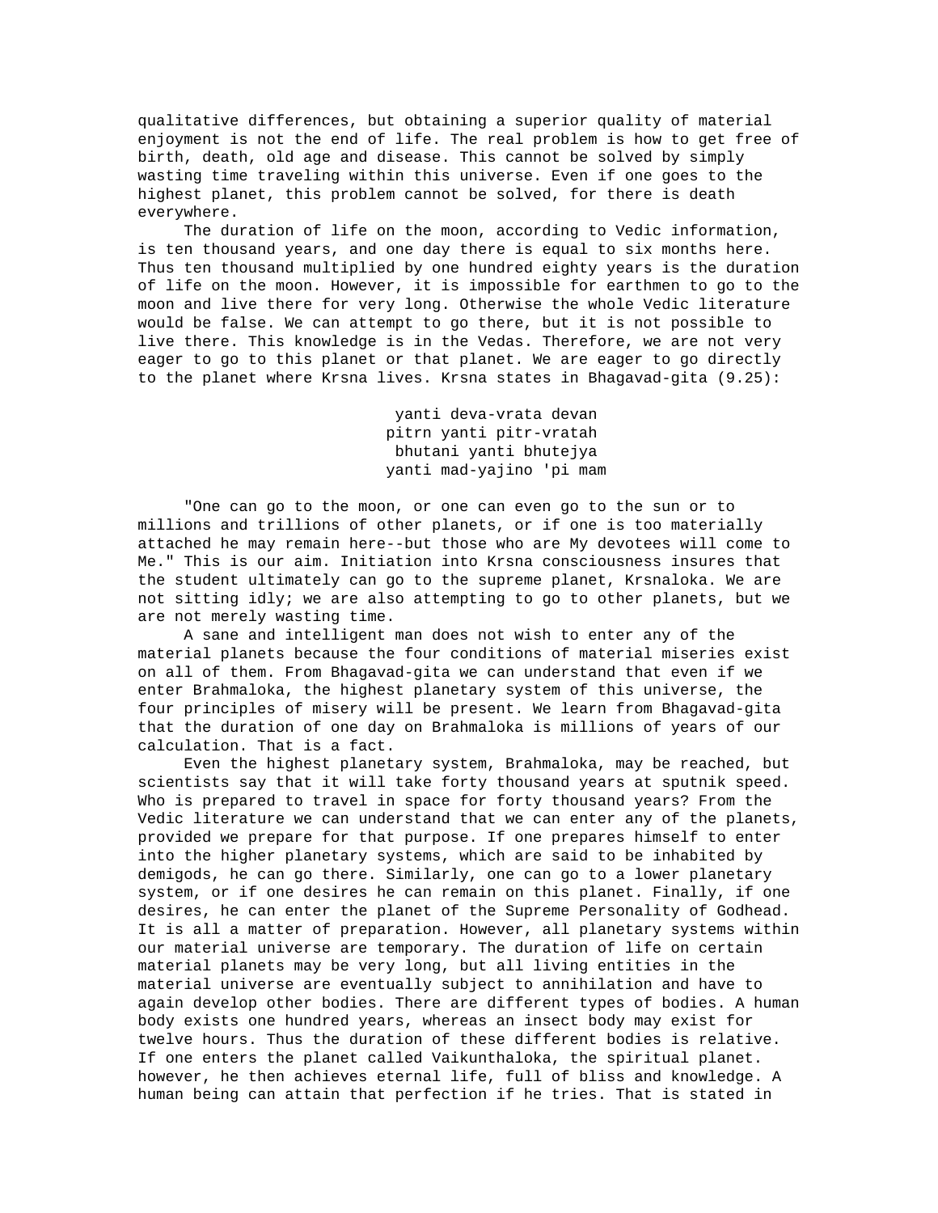qualitative differences, but obtaining a superior quality of material enjoyment is not the end of life. The real problem is how to get free of birth, death, old age and disease. This cannot be solved by simply wasting time traveling within this universe. Even if one goes to the highest planet, this problem cannot be solved, for there is death everywhere.

The duration of life on the moon, according to Vedic information, is ten thousand years, and one day there is equal to six months here. Thus ten thousand multiplied by one hundred eighty years is the duration of life on the moon. However, it is impossible for earthmen to go to the moon and live there for very long. Otherwise the whole Vedic literature would be false. We can attempt to go there, but it is not possible to live there. This knowledge is in the Vedas. Therefore, we are not very eager to go to this planet or that planet. We are eager to go directly to the planet where Krsna lives. Krsna states in Bhagavad-gita (9.25):

> yanti deva-vrata devan
> pitrn yanti pitr-vratah
> bhutani yanti bhutejya
> yanti mad-yajino 'pi mam

"One can go to the moon, or one can even go to the sun or to millions and trillions of other planets, or if one is too materially attached he may remain here--but those who are My devotees will come to Me." This is our aim. Initiation into Krsna consciousness insures that the student ultimately can go to the supreme planet, Krsnaloka. We are not sitting idly; we are also attempting to go to other planets, but we are not merely wasting time.

A sane and intelligent man does not wish to enter any of the material planets because the four conditions of material miseries exist on all of them. From Bhagavad-gita we can understand that even if we enter Brahmaloka, the highest planetary system of this universe, the four principles of misery will be present. We learn from Bhagavad-gita that the duration of one day on Brahmaloka is millions of years of our calculation. That is a fact.

Even the highest planetary system, Brahmaloka, may be reached, but scientists say that it will take forty thousand years at sputnik speed. Who is prepared to travel in space for forty thousand years? From the Vedic literature we can understand that we can enter any of the planets, provided we prepare for that purpose. If one prepares himself to enter into the higher planetary systems, which are said to be inhabited by demigods, he can go there. Similarly, one can go to a lower planetary system, or if one desires he can remain on this planet. Finally, if one desires, he can enter the planet of the Supreme Personality of Godhead. It is all a matter of preparation. However, all planetary systems within our material universe are temporary. The duration of life on certain material planets may be very long, but all living entities in the material universe are eventually subject to annihilation and have to again develop other bodies. There are different types of bodies. A human body exists one hundred years, whereas an insect body may exist for twelve hours. Thus the duration of these different bodies is relative. If one enters the planet called Vaikunthaloka, the spiritual planet. however, he then achieves eternal life, full of bliss and knowledge. A human being can attain that perfection if he tries. That is stated in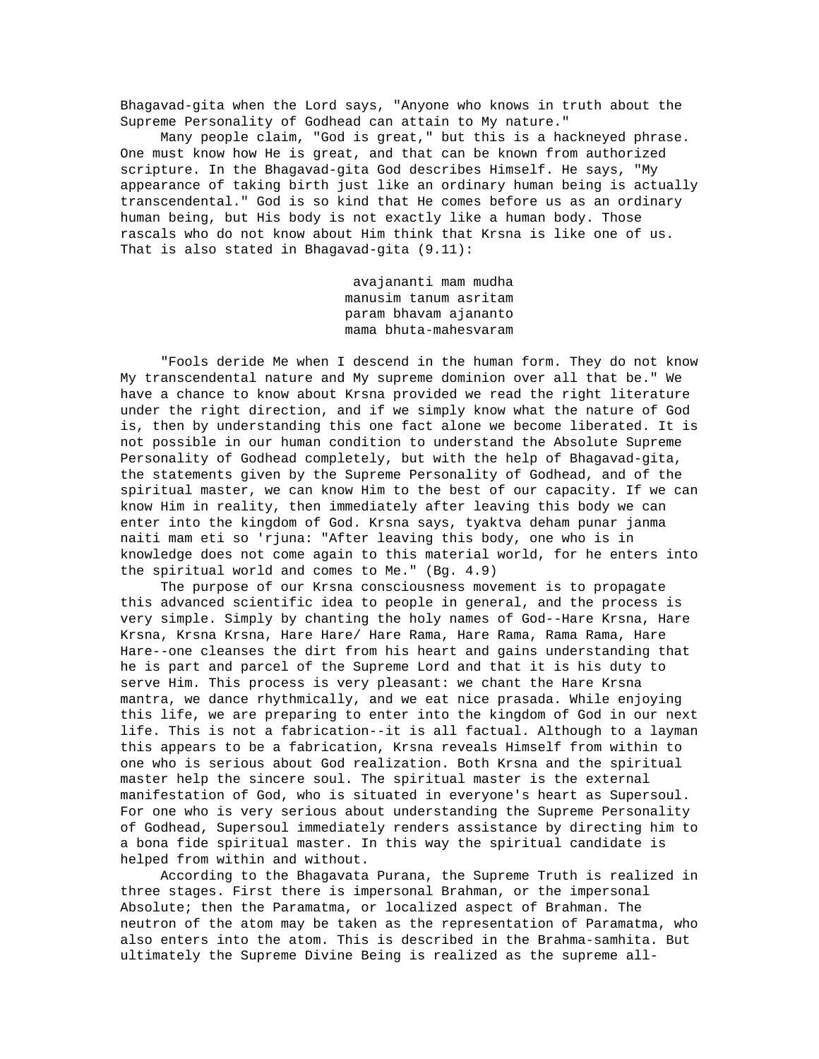Bhagavad-gita when the Lord says, "Anyone who knows in truth about the Supreme Personality of Godhead can attain to My nature."

Many people claim, "God is great," but this is a hackneyed phrase. One must know how He is great, and that can be known from authorized scripture. In the Bhagavad-gita God describes Himself. He says, "My appearance of taking birth just like an ordinary human being is actually transcendental." God is so kind that He comes before us as an ordinary human being, but His body is not exactly like a human body. Those rascals who do not know about Him think that Krsna is like one of us. That is also stated in Bhagavad-gita (9.11):

> avajananti mam mudha
> manusim tanum asritam
> param bhavam ajananto
> mama bhuta-mahesvaram

"Fools deride Me when I descend in the human form. They do not know My transcendental nature and My supreme dominion over all that be." We have a chance to know about Krsna provided we read the right literature under the right direction, and if we simply know what the nature of God is, then by understanding this one fact alone we become liberated. It is not possible in our human condition to understand the Absolute Supreme Personality of Godhead completely, but with the help of Bhagavad-gita, the statements given by the Supreme Personality of Godhead, and of the spiritual master, we can know Him to the best of our capacity. If we can know Him in reality, then immediately after leaving this body we can enter into the kingdom of God. Krsna says, tyaktva deham punar janma naiti mam eti so 'rjuna: "After leaving this body, one who is in knowledge does not come again to this material world, for he enters into the spiritual world and comes to Me." (Bg. 4.9)

The purpose of our Krsna consciousness movement is to propagate this advanced scientific idea to people in general, and the process is very simple. Simply by chanting the holy names of God--Hare Krsna, Hare Krsna, Krsna Krsna, Hare Hare/ Hare Rama, Hare Rama, Rama Rama, Hare Hare--one cleanses the dirt from his heart and gains understanding that he is part and parcel of the Supreme Lord and that it is his duty to serve Him. This process is very pleasant: we chant the Hare Krsna mantra, we dance rhythmically, and we eat nice prasada. While enjoying this life, we are preparing to enter into the kingdom of God in our next life. This is not a fabrication--it is all factual. Although to a layman this appears to be a fabrication, Krsna reveals Himself from within to one who is serious about God realization. Both Krsna and the spiritual master help the sincere soul. The spiritual master is the external manifestation of God, who is situated in everyone's heart as Supersoul. For one who is very serious about understanding the Supreme Personality of Godhead, Supersoul immediately renders assistance by directing him to a bona fide spiritual master. In this way the spiritual candidate is helped from within and without.

According to the Bhagavata Purana, the Supreme Truth is realized in three stages. First there is impersonal Brahman, or the impersonal Absolute; then the Paramatma, or localized aspect of Brahman. The neutron of the atom may be taken as the representation of Paramatma, who also enters into the atom. This is described in the Brahma-samhita. But ultimately the Supreme Divine Being is realized as the supreme all-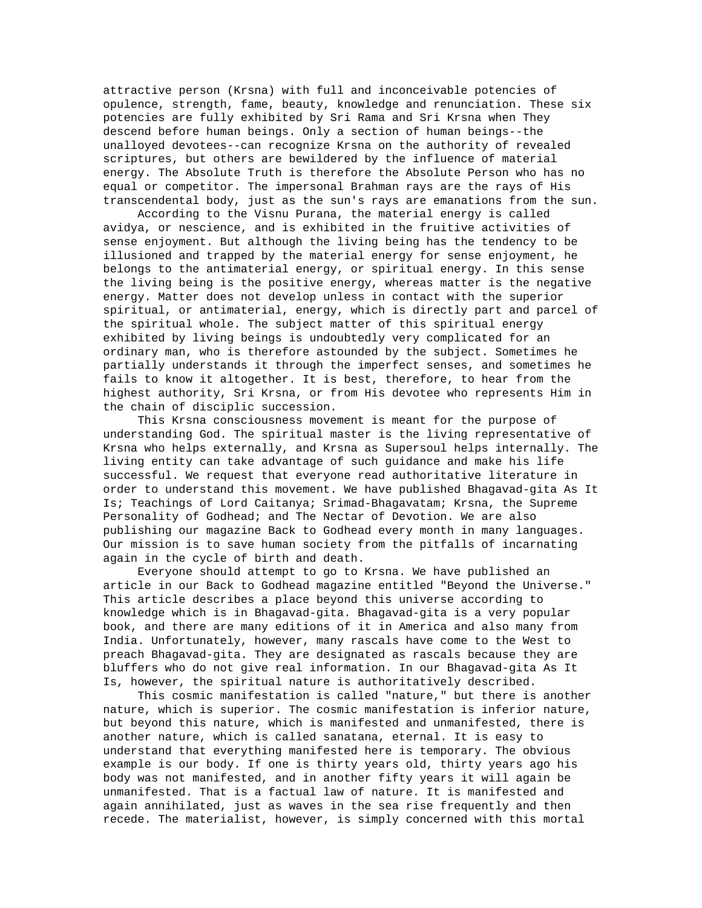attractive person (Krsna) with full and inconceivable potencies of opulence, strength, fame, beauty, knowledge and renunciation. These six potencies are fully exhibited by Sri Rama and Sri Krsna when They descend before human beings. Only a section of human beings--the unalloyed devotees--can recognize Krsna on the authority of revealed scriptures, but others are bewildered by the influence of material energy. The Absolute Truth is therefore the Absolute Person who has no equal or competitor. The impersonal Brahman rays are the rays of His transcendental body, just as the sun's rays are emanations from the sun.

According to the Visnu Purana, the material energy is called avidya, or nescience, and is exhibited in the fruitive activities of sense enjoyment. But although the living being has the tendency to be illusioned and trapped by the material energy for sense enjoyment, he belongs to the antimaterial energy, or spiritual energy. In this sense the living being is the positive energy, whereas matter is the negative energy. Matter does not develop unless in contact with the superior spiritual, or antimaterial, energy, which is directly part and parcel of the spiritual whole. The subject matter of this spiritual energy exhibited by living beings is undoubtedly very complicated for an ordinary man, who is therefore astounded by the subject. Sometimes he partially understands it through the imperfect senses, and sometimes he fails to know it altogether. It is best, therefore, to hear from the highest authority, Sri Krsna, or from His devotee who represents Him in the chain of disciplic succession.

This Krsna consciousness movement is meant for the purpose of understanding God. The spiritual master is the living representative of Krsna who helps externally, and Krsna as Supersoul helps internally. The living entity can take advantage of such guidance and make his life successful. We request that everyone read authoritative literature in order to understand this movement. We have published Bhagavad-gita As It Is; Teachings of Lord Caitanya; Srimad-Bhagavatam; Krsna, the Supreme Personality of Godhead; and The Nectar of Devotion. We are also publishing our magazine Back to Godhead every month in many languages. Our mission is to save human society from the pitfalls of incarnating again in the cycle of birth and death.

Everyone should attempt to go to Krsna. We have published an article in our Back to Godhead magazine entitled "Beyond the Universe." This article describes a place beyond this universe according to knowledge which is in Bhagavad-gita. Bhagavad-gita is a very popular book, and there are many editions of it in America and also many from India. Unfortunately, however, many rascals have come to the West to preach Bhagavad-gita. They are designated as rascals because they are bluffers who do not give real information. In our Bhagavad-gita As It Is, however, the spiritual nature is authoritatively described.

This cosmic manifestation is called "nature," but there is another nature, which is superior. The cosmic manifestation is inferior nature, but beyond this nature, which is manifested and unmanifested, there is another nature, which is called sanatana, eternal. It is easy to understand that everything manifested here is temporary. The obvious example is our body. If one is thirty years old, thirty years ago his body was not manifested, and in another fifty years it will again be unmanifested. That is a factual law of nature. It is manifested and again annihilated, just as waves in the sea rise frequently and then recede. The materialist, however, is simply concerned with this mortal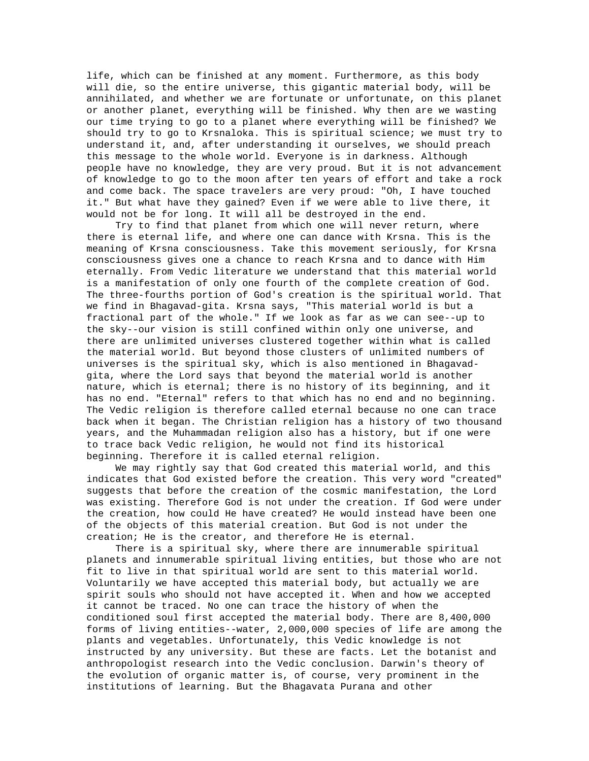life, which can be finished at any moment. Furthermore, as this body will die, so the entire universe, this gigantic material body, will be annihilated, and whether we are fortunate or unfortunate, on this planet or another planet, everything will be finished. Why then are we wasting our time trying to go to a planet where everything will be finished? We should try to go to Krsnaloka. This is spiritual science; we must try to understand it, and, after understanding it ourselves, we should preach this message to the whole world. Everyone is in darkness. Although people have no knowledge, they are very proud. But it is not advancement of knowledge to go to the moon after ten years of effort and take a rock and come back. The space travelers are very proud: "Oh, I have touched it." But what have they gained? Even if we were able to live there, it would not be for long. It will all be destroyed in the end.

Try to find that planet from which one will never return, where there is eternal life, and where one can dance with Krsna. This is the meaning of Krsna consciousness. Take this movement seriously, for Krsna consciousness gives one a chance to reach Krsna and to dance with Him eternally. From Vedic literature we understand that this material world is a manifestation of only one fourth of the complete creation of God. The three-fourths portion of God's creation is the spiritual world. That we find in Bhagavad-gita. Krsna says, "This material world is but a fractional part of the whole." If we look as far as we can see--up to the sky--our vision is still confined within only one universe, and there are unlimited universes clustered together within what is called the material world. But beyond those clusters of unlimited numbers of universes is the spiritual sky, which is also mentioned in Bhagavad-gita, where the Lord says that beyond the material world is another nature, which is eternal; there is no history of its beginning, and it has no end. "Eternal" refers to that which has no end and no beginning. The Vedic religion is therefore called eternal because no one can trace back when it began. The Christian religion has a history of two thousand years, and the Muhammadan religion also has a history, but if one were to trace back Vedic religion, he would not find its historical beginning. Therefore it is called eternal religion.

We may rightly say that God created this material world, and this indicates that God existed before the creation. This very word "created" suggests that before the creation of the cosmic manifestation, the Lord was existing. Therefore God is not under the creation. If God were under the creation, how could He have created? He would instead have been one of the objects of this material creation. But God is not under the creation; He is the creator, and therefore He is eternal.

There is a spiritual sky, where there are innumerable spiritual planets and innumerable spiritual living entities, but those who are not fit to live in that spiritual world are sent to this material world. Voluntarily we have accepted this material body, but actually we are spirit souls who should not have accepted it. When and how we accepted it cannot be traced. No one can trace the history of when the conditioned soul first accepted the material body. There are 8,400,000 forms of living entities--water, 2,000,000 species of life are among the plants and vegetables. Unfortunately, this Vedic knowledge is not instructed by any university. But these are facts. Let the botanist and anthropologist research into the Vedic conclusion. Darwin's theory of the evolution of organic matter is, of course, very prominent in the institutions of learning. But the Bhagavata Purana and other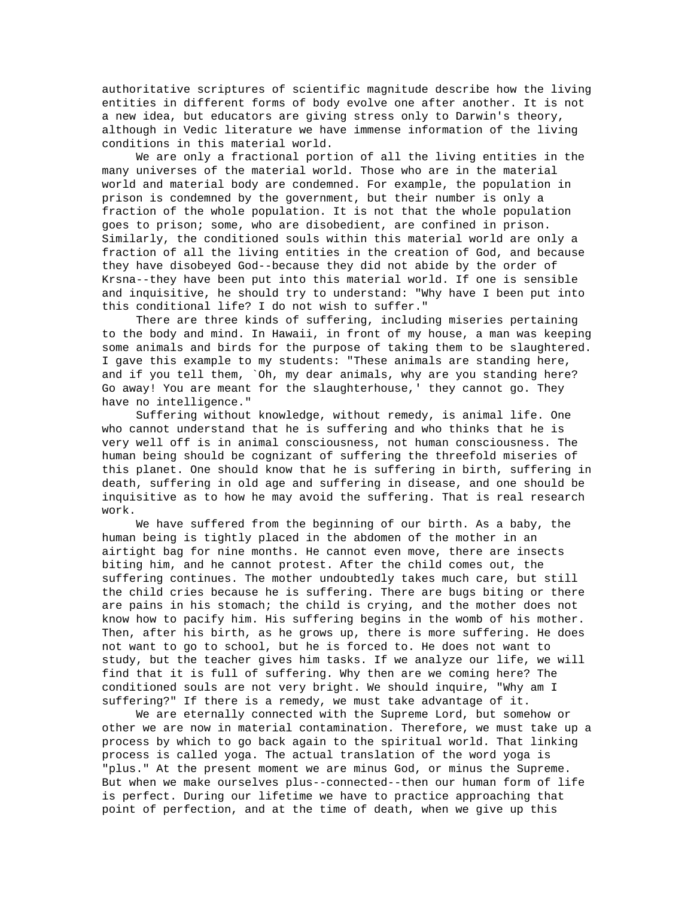authoritative scriptures of scientific magnitude describe how the living entities in different forms of body evolve one after another. It is not a new idea, but educators are giving stress only to Darwin's theory, although in Vedic literature we have immense information of the living conditions in this material world.

We are only a fractional portion of all the living entities in the many universes of the material world. Those who are in the material world and material body are condemned. For example, the population in prison is condemned by the government, but their number is only a fraction of the whole population. It is not that the whole population goes to prison; some, who are disobedient, are confined in prison. Similarly, the conditioned souls within this material world are only a fraction of all the living entities in the creation of God, and because they have disobeyed God--because they did not abide by the order of Krsna--they have been put into this material world. If one is sensible and inquisitive, he should try to understand: "Why have I been put into this conditional life? I do not wish to suffer."

There are three kinds of suffering, including miseries pertaining to the body and mind. In Hawaii, in front of my house, a man was keeping some animals and birds for the purpose of taking them to be slaughtered. I gave this example to my students: "These animals are standing here, and if you tell them, `Oh, my dear animals, why are you standing here? Go away! You are meant for the slaughterhouse,' they cannot go. They have no intelligence."

Suffering without knowledge, without remedy, is animal life. One who cannot understand that he is suffering and who thinks that he is very well off is in animal consciousness, not human consciousness. The human being should be cognizant of suffering the threefold miseries of this planet. One should know that he is suffering in birth, suffering in death, suffering in old age and suffering in disease, and one should be inquisitive as to how he may avoid the suffering. That is real research work.

We have suffered from the beginning of our birth. As a baby, the human being is tightly placed in the abdomen of the mother in an airtight bag for nine months. He cannot even move, there are insects biting him, and he cannot protest. After the child comes out, the suffering continues. The mother undoubtedly takes much care, but still the child cries because he is suffering. There are bugs biting or there are pains in his stomach; the child is crying, and the mother does not know how to pacify him. His suffering begins in the womb of his mother. Then, after his birth, as he grows up, there is more suffering. He does not want to go to school, but he is forced to. He does not want to study, but the teacher gives him tasks. If we analyze our life, we will find that it is full of suffering. Why then are we coming here? The conditioned souls are not very bright. We should inquire, "Why am I suffering?" If there is a remedy, we must take advantage of it.

We are eternally connected with the Supreme Lord, but somehow or other we are now in material contamination. Therefore, we must take up a process by which to go back again to the spiritual world. That linking process is called yoga. The actual translation of the word yoga is "plus." At the present moment we are minus God, or minus the Supreme. But when we make ourselves plus--connected--then our human form of life is perfect. During our lifetime we have to practice approaching that point of perfection, and at the time of death, when we give up this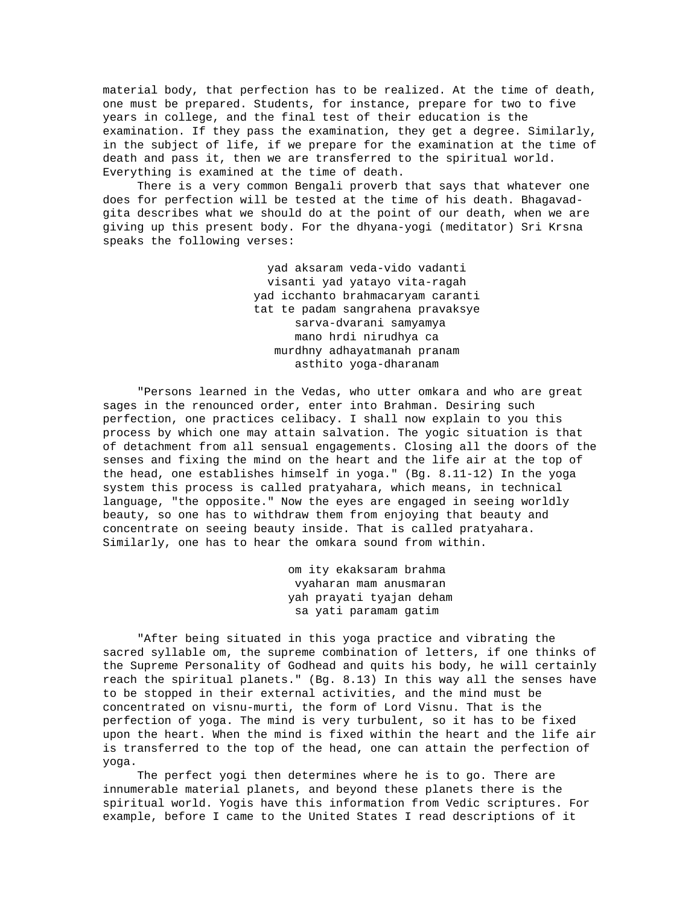material body, that perfection has to be realized. At the time of death, one must be prepared. Students, for instance, prepare for two to five years in college, and the final test of their education is the examination. If they pass the examination, they get a degree. Similarly, in the subject of life, if we prepare for the examination at the time of death and pass it, then we are transferred to the spiritual world. Everything is examined at the time of death.

There is a very common Bengali proverb that says that whatever one does for perfection will be tested at the time of his death. Bhagavad-gita describes what we should do at the point of our death, when we are giving up this present body. For the dhyana-yogi (meditator) Sri Krsna speaks the following verses:

> yad aksaram veda-vido vadanti
> visanti yad yatayo vita-ragah
> yad icchanto brahmacaryam caranti
> tat te padam sangrahena pravaksye
> sarva-dvarani samyamya
> mano hrdi nirudhya ca
> murdhny adhayatmanah pranam
> asthito yoga-dharanam

"Persons learned in the Vedas, who utter omkara and who are great sages in the renounced order, enter into Brahman. Desiring such perfection, one practices celibacy. I shall now explain to you this process by which one may attain salvation. The yogic situation is that of detachment from all sensual engagements. Closing all the doors of the senses and fixing the mind on the heart and the life air at the top of the head, one establishes himself in yoga." (Bg. 8.11-12) In the yoga system this process is called pratyahara, which means, in technical language, "the opposite." Now the eyes are engaged in seeing worldly beauty, so one has to withdraw them from enjoying that beauty and concentrate on seeing beauty inside. That is called pratyahara. Similarly, one has to hear the omkara sound from within.

> om ity ekaksaram brahma
> vyaharan mam anusmaran
> yah prayati tyajan deham
> sa yati paramam gatim

"After being situated in this yoga practice and vibrating the sacred syllable om, the supreme combination of letters, if one thinks of the Supreme Personality of Godhead and quits his body, he will certainly reach the spiritual planets." (Bg. 8.13) In this way all the senses have to be stopped in their external activities, and the mind must be concentrated on visnu-murti, the form of Lord Visnu. That is the perfection of yoga. The mind is very turbulent, so it has to be fixed upon the heart. When the mind is fixed within the heart and the life air is transferred to the top of the head, one can attain the perfection of yoga.

The perfect yogi then determines where he is to go. There are innumerable material planets, and beyond these planets there is the spiritual world. Yogis have this information from Vedic scriptures. For example, before I came to the United States I read descriptions of it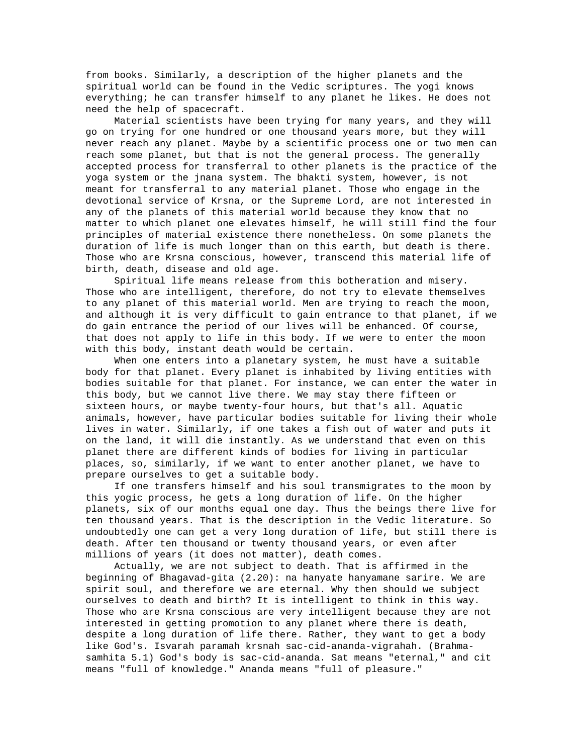from books. Similarly, a description of the higher planets and the spiritual world can be found in the Vedic scriptures. The yogi knows everything; he can transfer himself to any planet he likes. He does not need the help of spacecraft.

Material scientists have been trying for many years, and they will go on trying for one hundred or one thousand years more, but they will never reach any planet. Maybe by a scientific process one or two men can reach some planet, but that is not the general process. The generally accepted process for transferral to other planets is the practice of the yoga system or the jnana system. The bhakti system, however, is not meant for transferral to any material planet. Those who engage in the devotional service of Krsna, or the Supreme Lord, are not interested in any of the planets of this material world because they know that no matter to which planet one elevates himself, he will still find the four principles of material existence there nonetheless. On some planets the duration of life is much longer than on this earth, but death is there. Those who are Krsna conscious, however, transcend this material life of birth, death, disease and old age.

Spiritual life means release from this botheration and misery. Those who are intelligent, therefore, do not try to elevate themselves to any planet of this material world. Men are trying to reach the moon, and although it is very difficult to gain entrance to that planet, if we do gain entrance the period of our lives will be enhanced. Of course, that does not apply to life in this body. If we were to enter the moon with this body, instant death would be certain.

When one enters into a planetary system, he must have a suitable body for that planet. Every planet is inhabited by living entities with bodies suitable for that planet. For instance, we can enter the water in this body, but we cannot live there. We may stay there fifteen or sixteen hours, or maybe twenty-four hours, but that's all. Aquatic animals, however, have particular bodies suitable for living their whole lives in water. Similarly, if one takes a fish out of water and puts it on the land, it will die instantly. As we understand that even on this planet there are different kinds of bodies for living in particular places, so, similarly, if we want to enter another planet, we have to prepare ourselves to get a suitable body.

If one transfers himself and his soul transmigrates to the moon by this yogic process, he gets a long duration of life. On the higher planets, six of our months equal one day. Thus the beings there live for ten thousand years. That is the description in the Vedic literature. So undoubtedly one can get a very long duration of life, but still there is death. After ten thousand or twenty thousand years, or even after millions of years (it does not matter), death comes.

Actually, we are not subject to death. That is affirmed in the beginning of Bhagavad-gita (2.20): na hanyate hanyamane sarire. We are spirit soul, and therefore we are eternal. Why then should we subject ourselves to death and birth? It is intelligent to think in this way. Those who are Krsna conscious are very intelligent because they are not interested in getting promotion to any planet where there is death, despite a long duration of life there. Rather, they want to get a body like God's. Isvarah paramah krsnah sac-cid-ananda-vigrahah. (Brahma-samhita 5.1) God's body is sac-cid-ananda. Sat means "eternal," and cit means "full of knowledge." Ananda means "full of pleasure."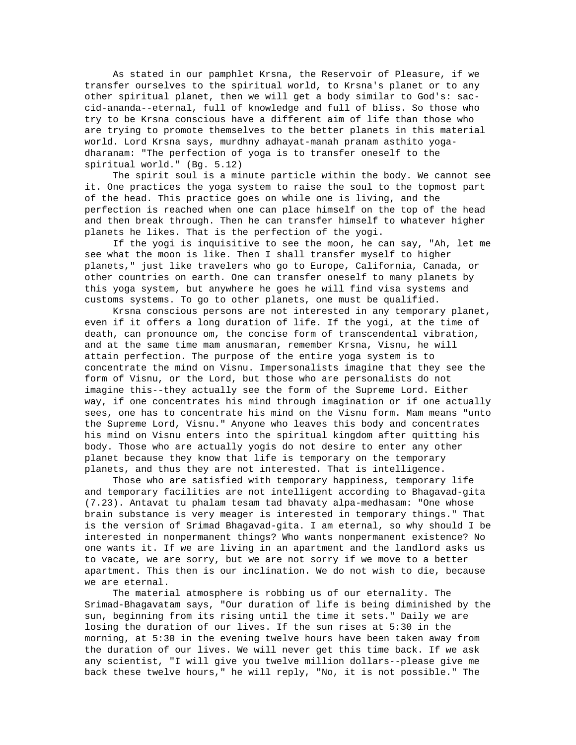As stated in our pamphlet Krsna, the Reservoir of Pleasure, if we transfer ourselves to the spiritual world, to Krsna's planet or to any other spiritual planet, then we will get a body similar to God's: sac-cid-ananda--eternal, full of knowledge and full of bliss. So those who try to be Krsna conscious have a different aim of life than those who are trying to promote themselves to the better planets in this material world. Lord Krsna says, murdhny adhayat-manah pranam asthito yoga-dharanam: "The perfection of yoga is to transfer oneself to the spiritual world." (Bg. 5.12)

The spirit soul is a minute particle within the body. We cannot see it. One practices the yoga system to raise the soul to the topmost part of the head. This practice goes on while one is living, and the perfection is reached when one can place himself on the top of the head and then break through. Then he can transfer himself to whatever higher planets he likes. That is the perfection of the yogi.

If the yogi is inquisitive to see the moon, he can say, "Ah, let me see what the moon is like. Then I shall transfer myself to higher planets," just like travelers who go to Europe, California, Canada, or other countries on earth. One can transfer oneself to many planets by this yoga system, but anywhere he goes he will find visa systems and customs systems. To go to other planets, one must be qualified.

Krsna conscious persons are not interested in any temporary planet, even if it offers a long duration of life. If the yogi, at the time of death, can pronounce om, the concise form of transcendental vibration, and at the same time mam anusmaran, remember Krsna, Visnu, he will attain perfection. The purpose of the entire yoga system is to concentrate the mind on Visnu. Impersonalists imagine that they see the form of Visnu, or the Lord, but those who are personalists do not imagine this--they actually see the form of the Supreme Lord. Either way, if one concentrates his mind through imagination or if one actually sees, one has to concentrate his mind on the Visnu form. Mam means "unto the Supreme Lord, Visnu." Anyone who leaves this body and concentrates his mind on Visnu enters into the spiritual kingdom after quitting his body. Those who are actually yogis do not desire to enter any other planet because they know that life is temporary on the temporary planets, and thus they are not interested. That is intelligence.

Those who are satisfied with temporary happiness, temporary life and temporary facilities are not intelligent according to Bhagavad-gita (7.23). Antavat tu phalam tesam tad bhavaty alpa-medhasam: "One whose brain substance is very meager is interested in temporary things." That is the version of Srimad Bhagavad-gita. I am eternal, so why should I be interested in nonpermanent things? Who wants nonpermanent existence? No one wants it. If we are living in an apartment and the landlord asks us to vacate, we are sorry, but we are not sorry if we move to a better apartment. This then is our inclination. We do not wish to die, because we are eternal.

The material atmosphere is robbing us of our eternality. The Srimad-Bhagavatam says, "Our duration of life is being diminished by the sun, beginning from its rising until the time it sets." Daily we are losing the duration of our lives. If the sun rises at 5:30 in the morning, at 5:30 in the evening twelve hours have been taken away from the duration of our lives. We will never get this time back. If we ask any scientist, "I will give you twelve million dollars--please give me back these twelve hours," he will reply, "No, it is not possible." The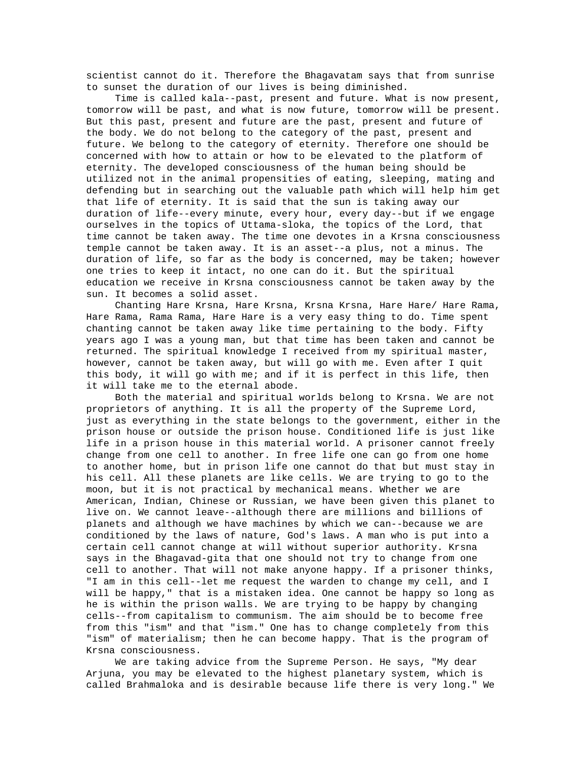scientist cannot do it. Therefore the Bhagavatam says that from sunrise to sunset the duration of our lives is being diminished.

Time is called kala--past, present and future. What is now present, tomorrow will be past, and what is now future, tomorrow will be present. But this past, present and future are the past, present and future of the body. We do not belong to the category of the past, present and future. We belong to the category of eternity. Therefore one should be concerned with how to attain or how to be elevated to the platform of eternity. The developed consciousness of the human being should be utilized not in the animal propensities of eating, sleeping, mating and defending but in searching out the valuable path which will help him get that life of eternity. It is said that the sun is taking away our duration of life--every minute, every hour, every day--but if we engage ourselves in the topics of Uttama-sloka, the topics of the Lord, that time cannot be taken away. The time one devotes in a Krsna consciousness temple cannot be taken away. It is an asset--a plus, not a minus. The duration of life, so far as the body is concerned, may be taken; however one tries to keep it intact, no one can do it. But the spiritual education we receive in Krsna consciousness cannot be taken away by the sun. It becomes a solid asset.

Chanting Hare Krsna, Hare Krsna, Krsna Krsna, Hare Hare/ Hare Rama, Hare Rama, Rama Rama, Hare Hare is a very easy thing to do. Time spent chanting cannot be taken away like time pertaining to the body. Fifty years ago I was a young man, but that time has been taken and cannot be returned. The spiritual knowledge I received from my spiritual master, however, cannot be taken away, but will go with me. Even after I quit this body, it will go with me; and if it is perfect in this life, then it will take me to the eternal abode.

Both the material and spiritual worlds belong to Krsna. We are not proprietors of anything. It is all the property of the Supreme Lord, just as everything in the state belongs to the government, either in the prison house or outside the prison house. Conditioned life is just like life in a prison house in this material world. A prisoner cannot freely change from one cell to another. In free life one can go from one home to another home, but in prison life one cannot do that but must stay in his cell. All these planets are like cells. We are trying to go to the moon, but it is not practical by mechanical means. Whether we are American, Indian, Chinese or Russian, we have been given this planet to live on. We cannot leave--although there are millions and billions of planets and although we have machines by which we can--because we are conditioned by the laws of nature, God's laws. A man who is put into a certain cell cannot change at will without superior authority. Krsna says in the Bhagavad-gita that one should not try to change from one cell to another. That will not make anyone happy. If a prisoner thinks, "I am in this cell--let me request the warden to change my cell, and I will be happy," that is a mistaken idea. One cannot be happy so long as he is within the prison walls. We are trying to be happy by changing cells--from capitalism to communism. The aim should be to become free from this "ism" and that "ism." One has to change completely from this "ism" of materialism; then he can become happy. That is the program of Krsna consciousness.

We are taking advice from the Supreme Person. He says, "My dear Arjuna, you may be elevated to the highest planetary system, which is called Brahmaloka and is desirable because life there is very long." We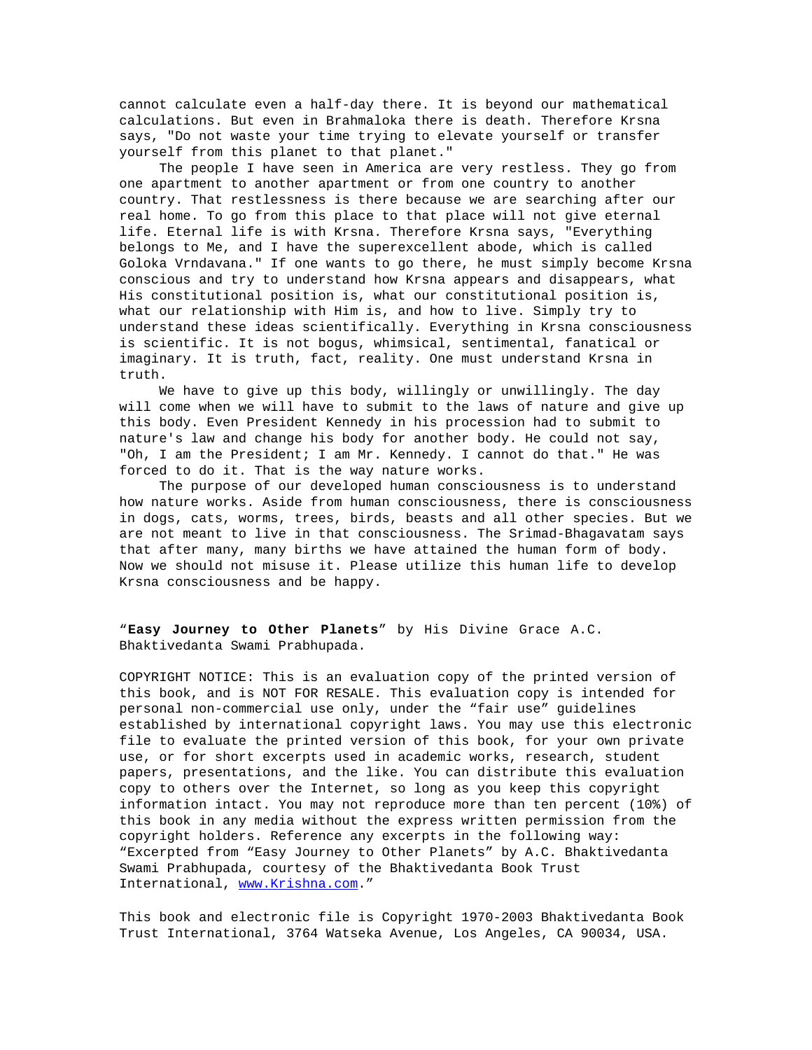cannot calculate even a half-day there. It is beyond our mathematical calculations. But even in Brahmaloka there is death. Therefore Krsna says, "Do not waste your time trying to elevate yourself or transfer yourself from this planet to that planet."

The people I have seen in America are very restless. They go from one apartment to another apartment or from one country to another country. That restlessness is there because we are searching after our real home. To go from this place to that place will not give eternal life. Eternal life is with Krsna. Therefore Krsna says, "Everything belongs to Me, and I have the superexcellent abode, which is called Goloka Vrndavana." If one wants to go there, he must simply become Krsna conscious and try to understand how Krsna appears and disappears, what His constitutional position is, what our constitutional position is, what our relationship with Him is, and how to live. Simply try to understand these ideas scientifically. Everything in Krsna consciousness is scientific. It is not bogus, whimsical, sentimental, fanatical or imaginary. It is truth, fact, reality. One must understand Krsna in truth.

We have to give up this body, willingly or unwillingly. The day will come when we will have to submit to the laws of nature and give up this body. Even President Kennedy in his procession had to submit to nature's law and change his body for another body. He could not say, "Oh, I am the President; I am Mr. Kennedy. I cannot do that." He was forced to do it. That is the way nature works.

The purpose of our developed human consciousness is to understand how nature works. Aside from human consciousness, there is consciousness in dogs, cats, worms, trees, birds, beasts and all other species. But we are not meant to live in that consciousness. The Srimad-Bhagavatam says that after many, many births we have attained the human form of body. Now we should not misuse it. Please utilize this human life to develop Krsna consciousness and be happy.

"**Easy Journey to Other Planets**" by His Divine Grace A.C. Bhaktivedanta Swami Prabhupada.

COPYRIGHT NOTICE: This is an evaluation copy of the printed version of this book, and is NOT FOR RESALE. This evaluation copy is intended for personal non-commercial use only, under the "fair use" guidelines established by international copyright laws. You may use this electronic file to evaluate the printed version of this book, for your own private use, or for short excerpts used in academic works, research, student papers, presentations, and the like. You can distribute this evaluation copy to others over the Internet, so long as you keep this copyright information intact. You may not reproduce more than ten percent (10%) of this book in any media without the express written permission from the copyright holders. Reference any excerpts in the following way: "Excerpted from "Easy Journey to Other Planets" by A.C. Bhaktivedanta Swami Prabhupada, courtesy of the Bhaktivedanta Book Trust International, www.Krishna.com."

This book and electronic file is Copyright 1970-2003 Bhaktivedanta Book Trust International, 3764 Watseka Avenue, Los Angeles, CA 90034, USA.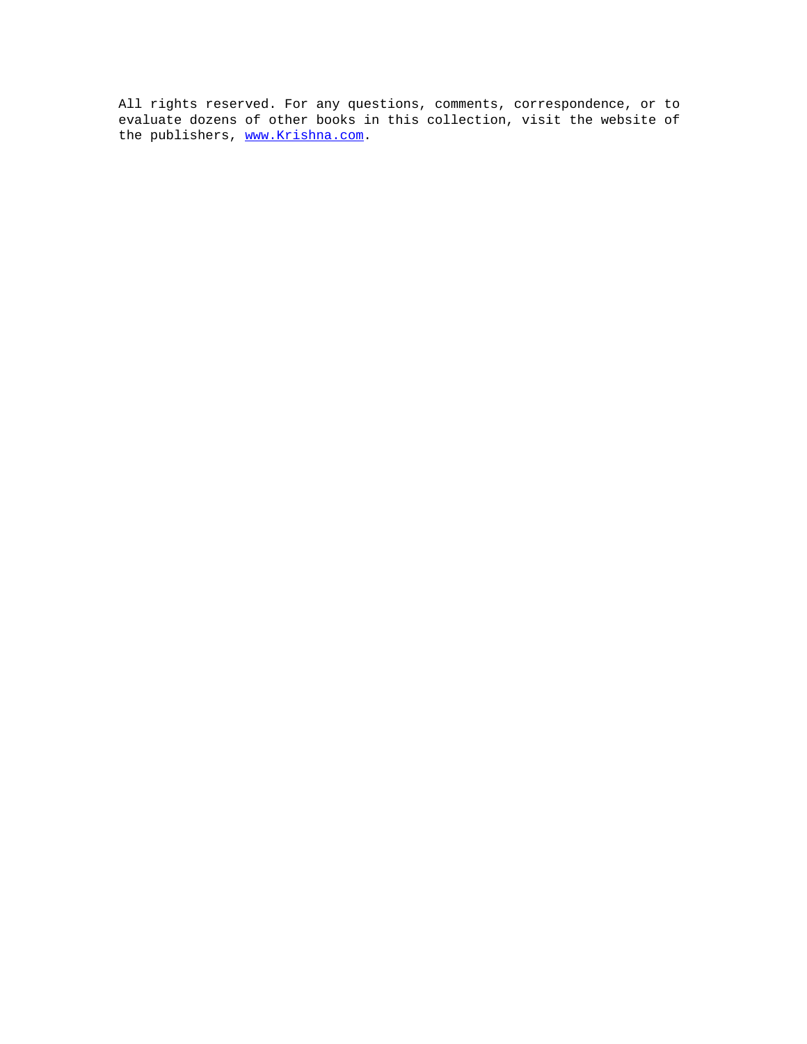All rights reserved. For any questions, comments, correspondence, or to evaluate dozens of other books in this collection, visit the website of the publishers, [www.Krishna.com](http://www.Krishna.com).